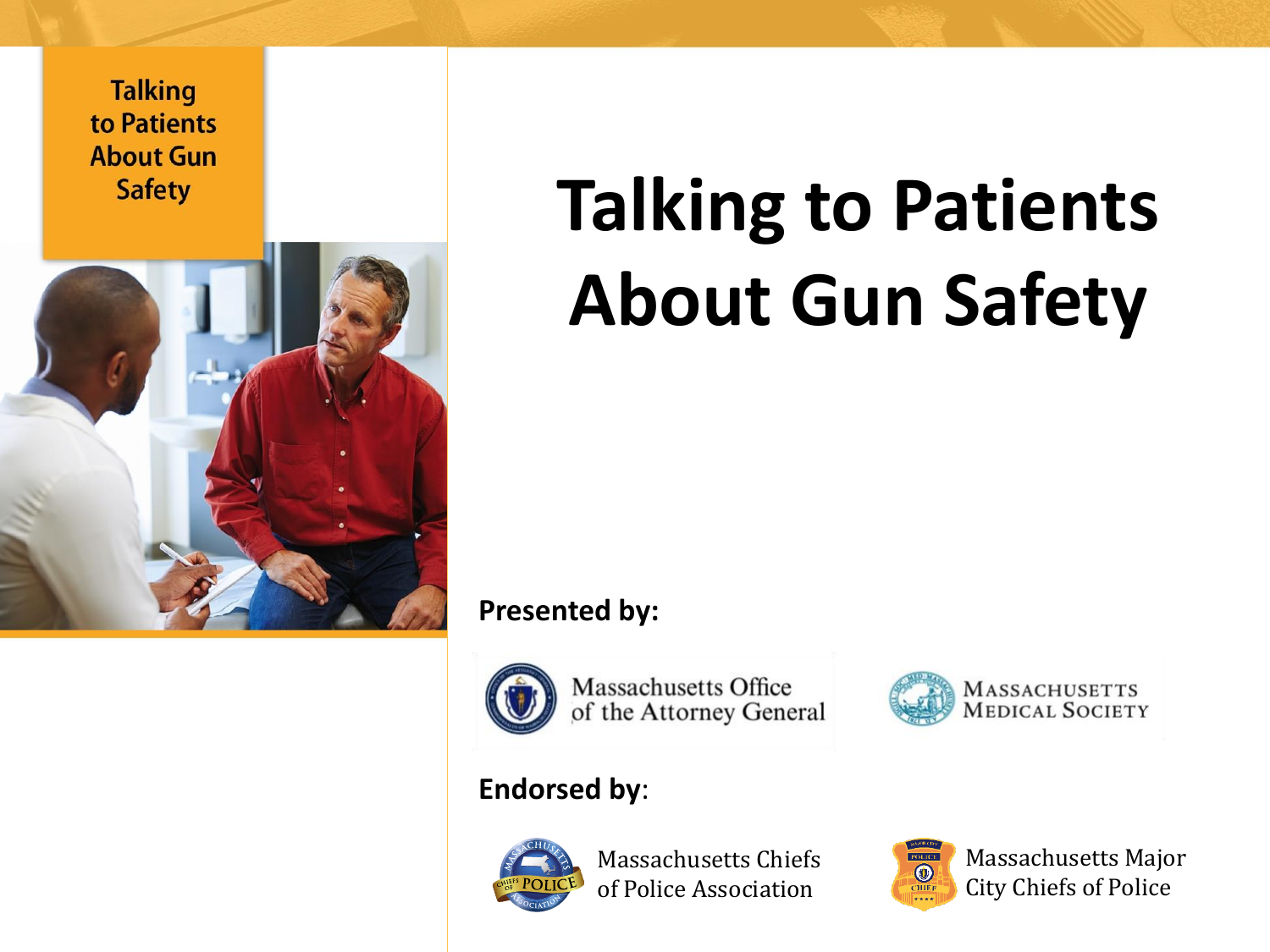Talking to Patients About Gun Safety

# Talking to Patients About Gun Safety

**Presented by:**

Massachusetts Office of the Attorney General

Massachusetts Medical Society

**Endorsed by**:

Massachusetts Chiefs of Police Association

Massachusetts Major City Chiefs of Police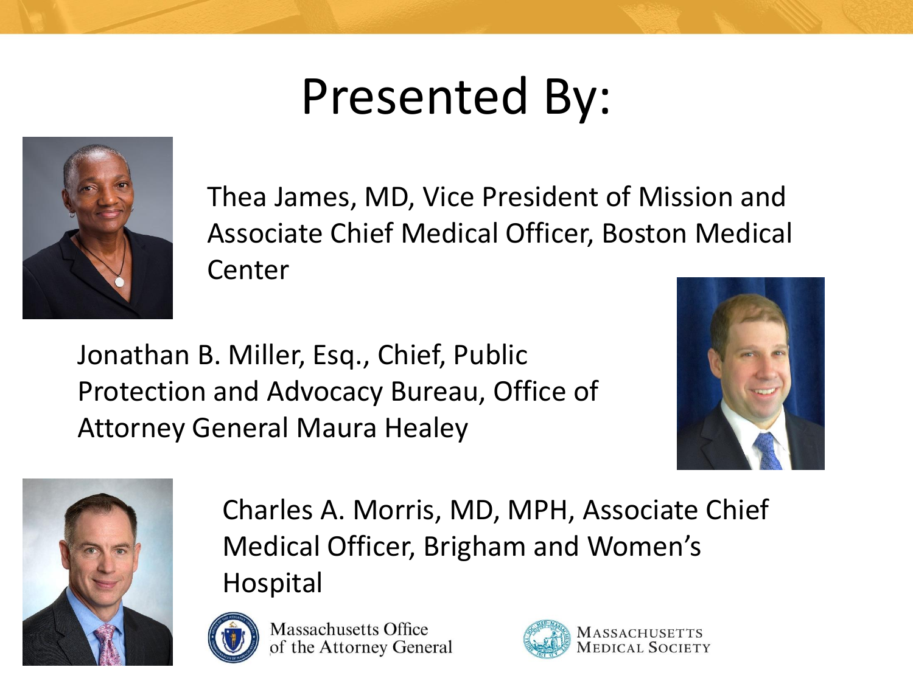# Presented By:

Thea James, MD, Vice President of Mission and Associate Chief Medical Officer, Boston Medical Center

Jonathan B. Miller, Esq., Chief, Public Protection and Advocacy Bureau, Office of Attorney General Maura Healey

Charles A. Morris, MD, MPH, Associate Chief Medical Officer, Brigham and Women's Hospital

Massachusetts Office of the Attorney General

Massachusetts Medical Society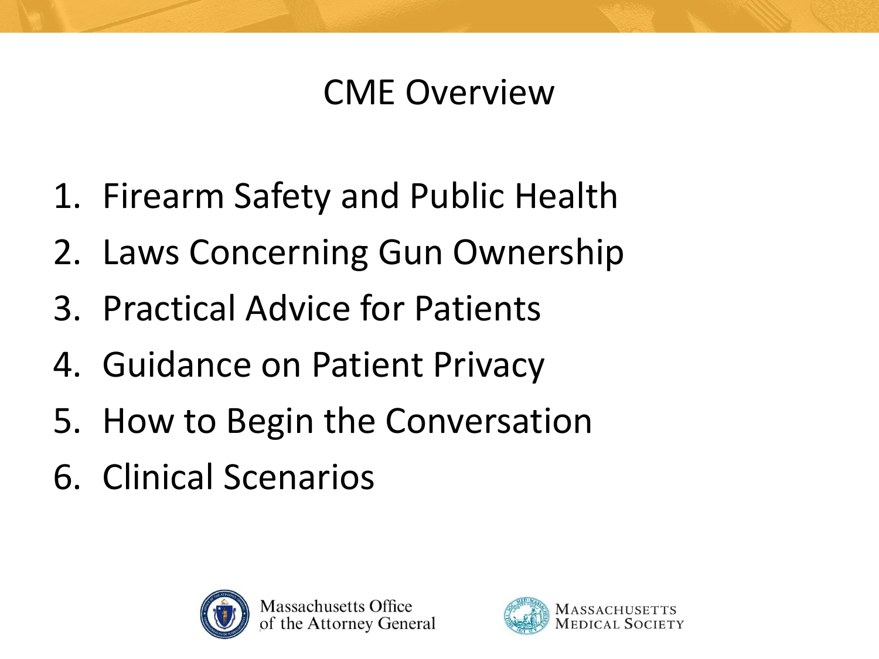# CME Overview

1. Firearm Safety and Public Health
2. Laws Concerning Gun Ownership
3. Practical Advice for Patients
4. Guidance on Patient Privacy
5. How to Begin the Conversation
6. Clinical Scenarios

Massachusetts Office of the Attorney General

Massachusetts Medical Society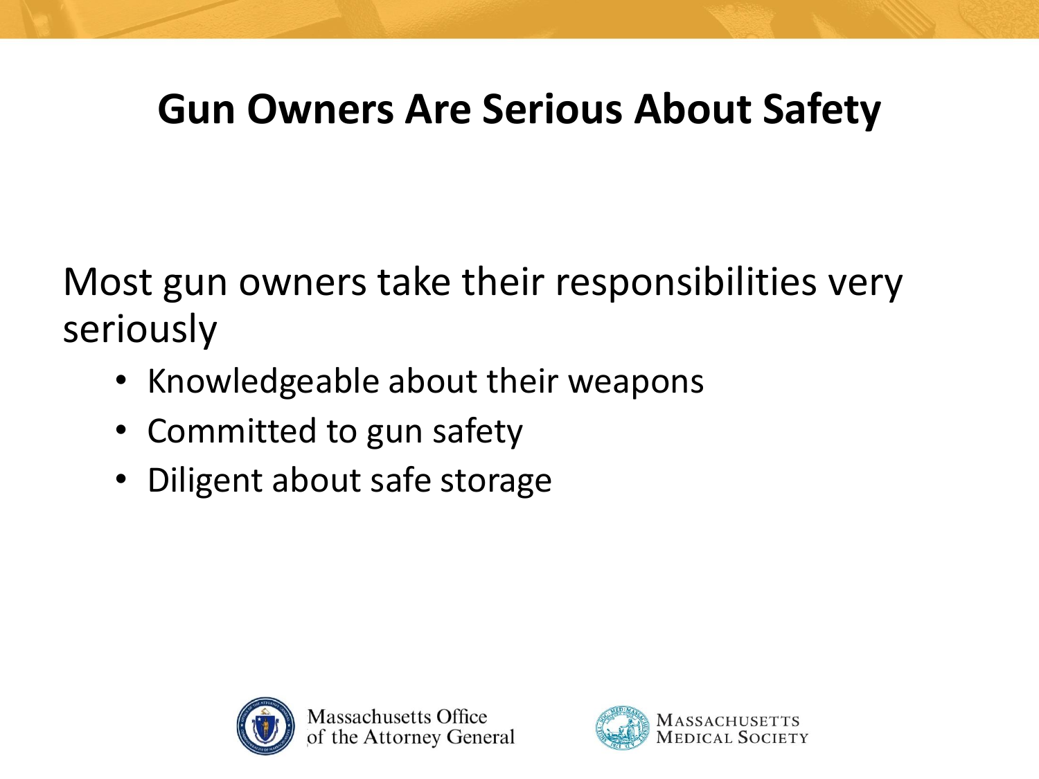# Gun Owners Are Serious About Safety

Most gun owners take their responsibilities very seriously

- Knowledgeable about their weapons
- Committed to gun safety
- Diligent about safe storage

Massachusetts Office of the Attorney General

Massachusetts Medical Society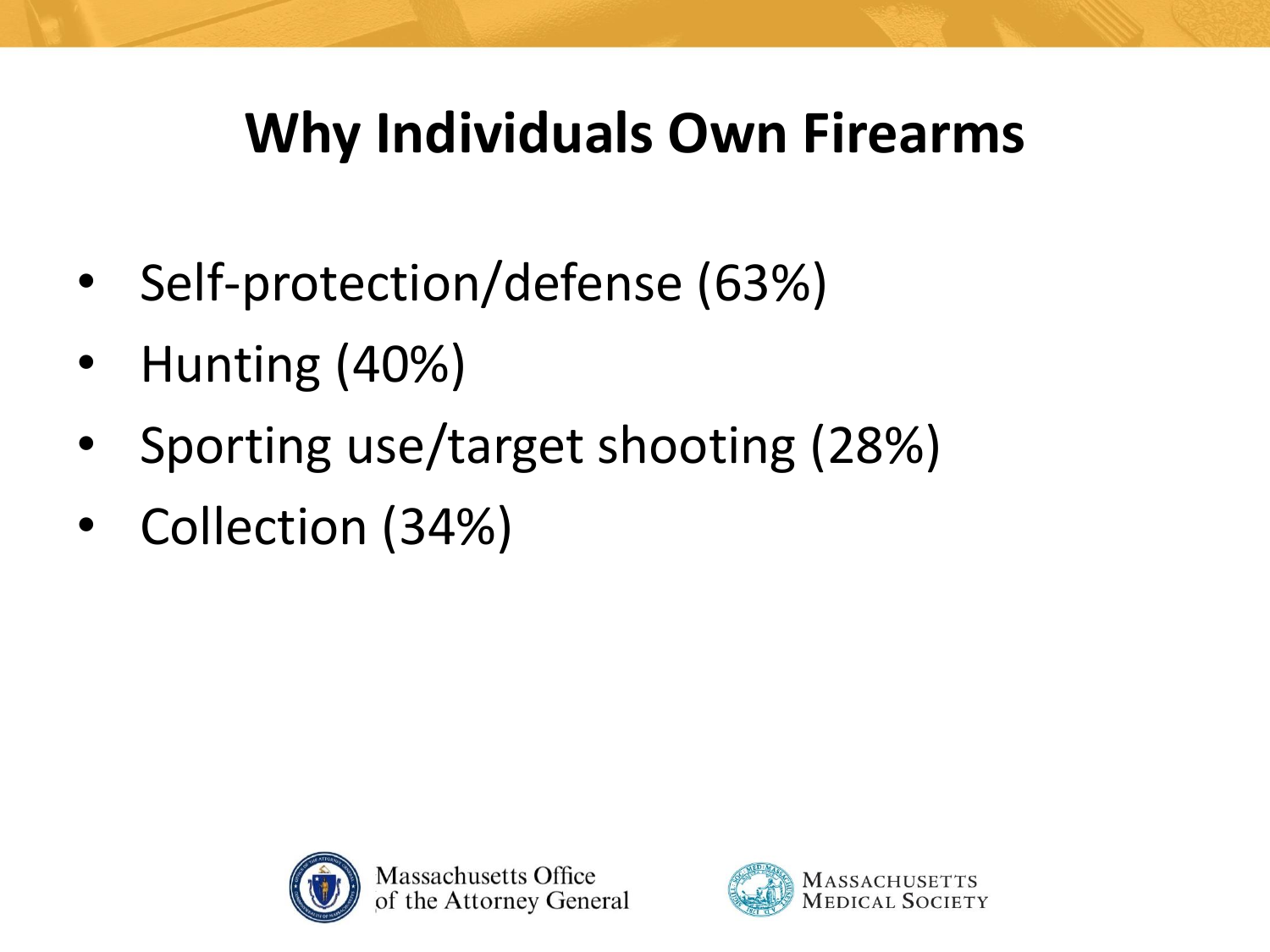# Why Individuals Own Firearms

- Self-protection/defense (63%)
- Hunting (40%)
- Sporting use/target shooting (28%)
- Collection (34%)

Massachusetts Office of the Attorney General

Massachusetts Medical Society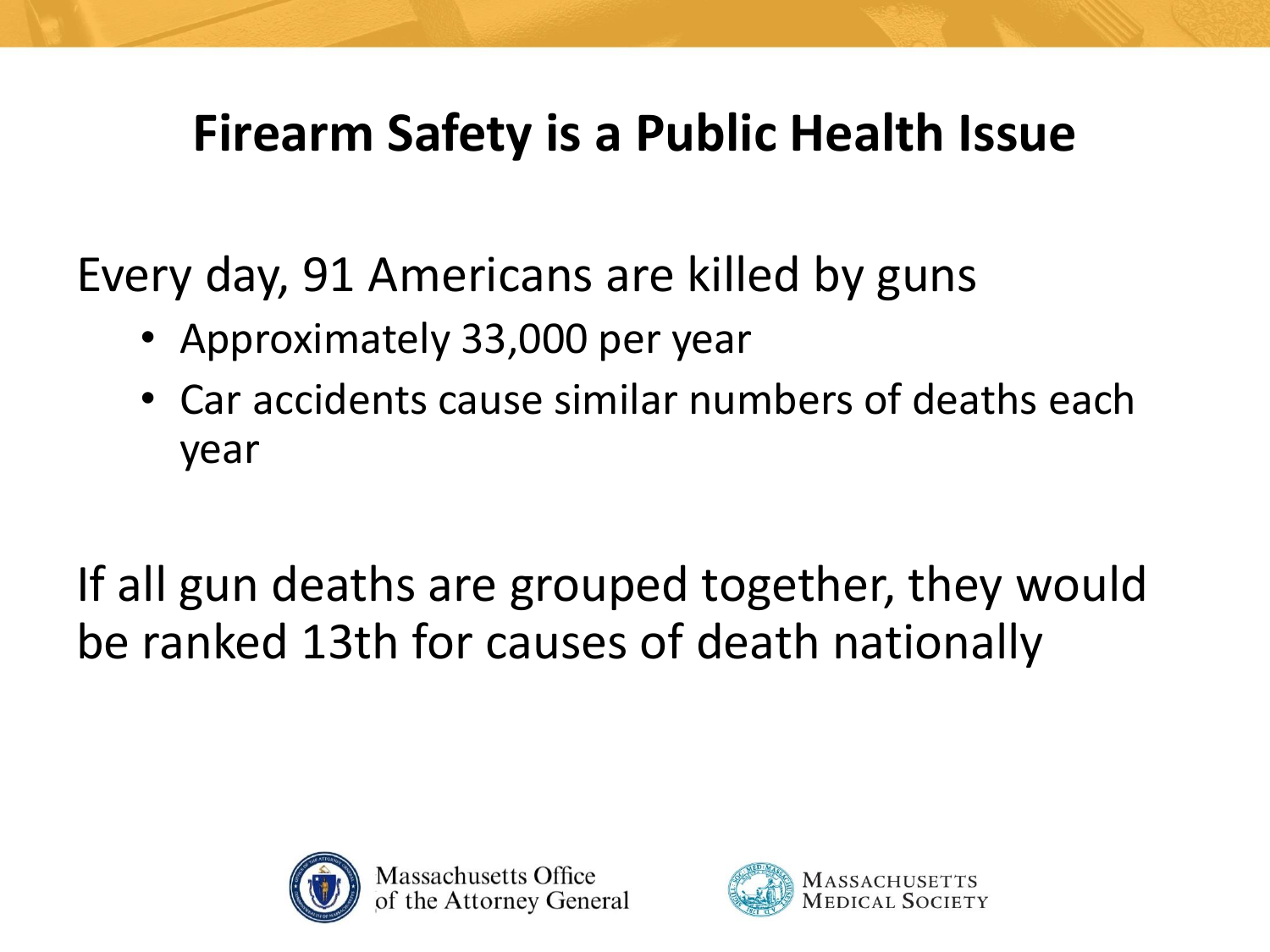# Firearm Safety is a Public Health Issue

Every day, 91 Americans are killed by guns

- Approximately 33,000 per year
- Car accidents cause similar numbers of deaths each year

If all gun deaths are grouped together, they would be ranked 13th for causes of death nationally

Massachusetts Office of the Attorney General

Massachusetts Medical Society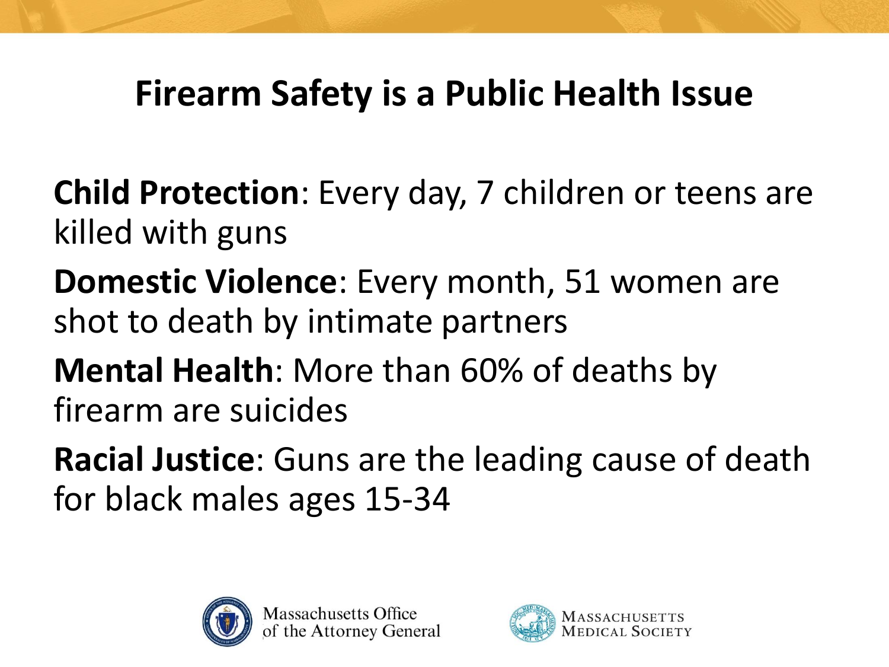# Firearm Safety is a Public Health Issue

**Child Protection**: Every day, 7 children or teens are killed with guns

**Domestic Violence**: Every month, 51 women are shot to death by intimate partners

**Mental Health**: More than 60% of deaths by firearm are suicides

**Racial Justice**: Guns are the leading cause of death for black males ages 15-34

Massachusetts Office of the Attorney General

Massachusetts Medical Society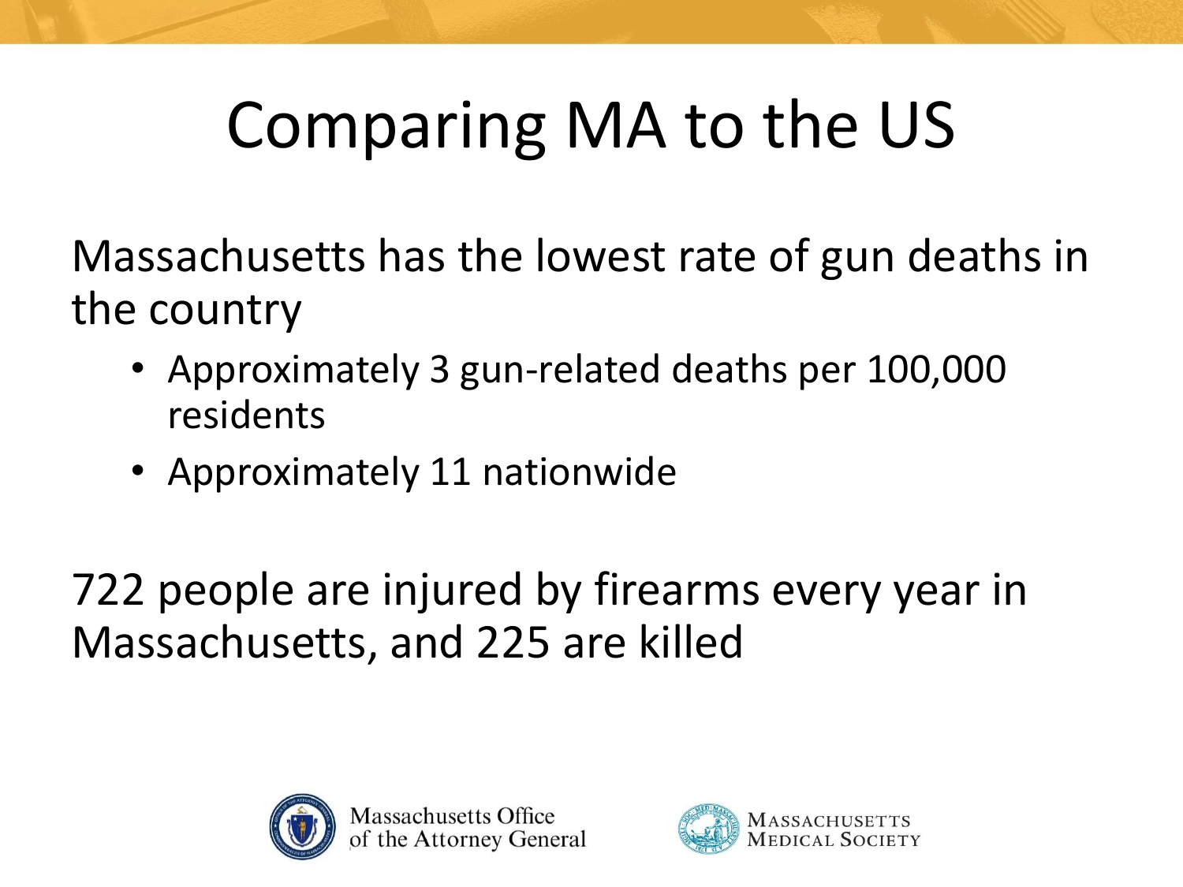# Comparing MA to the US

Massachusetts has the lowest rate of gun deaths in the country

- Approximately 3 gun-related deaths per 100,000 residents
- Approximately 11 nationwide

722 people are injured by firearms every year in Massachusetts, and 225 are killed

Massachusetts Office of the Attorney General

Massachusetts Medical Society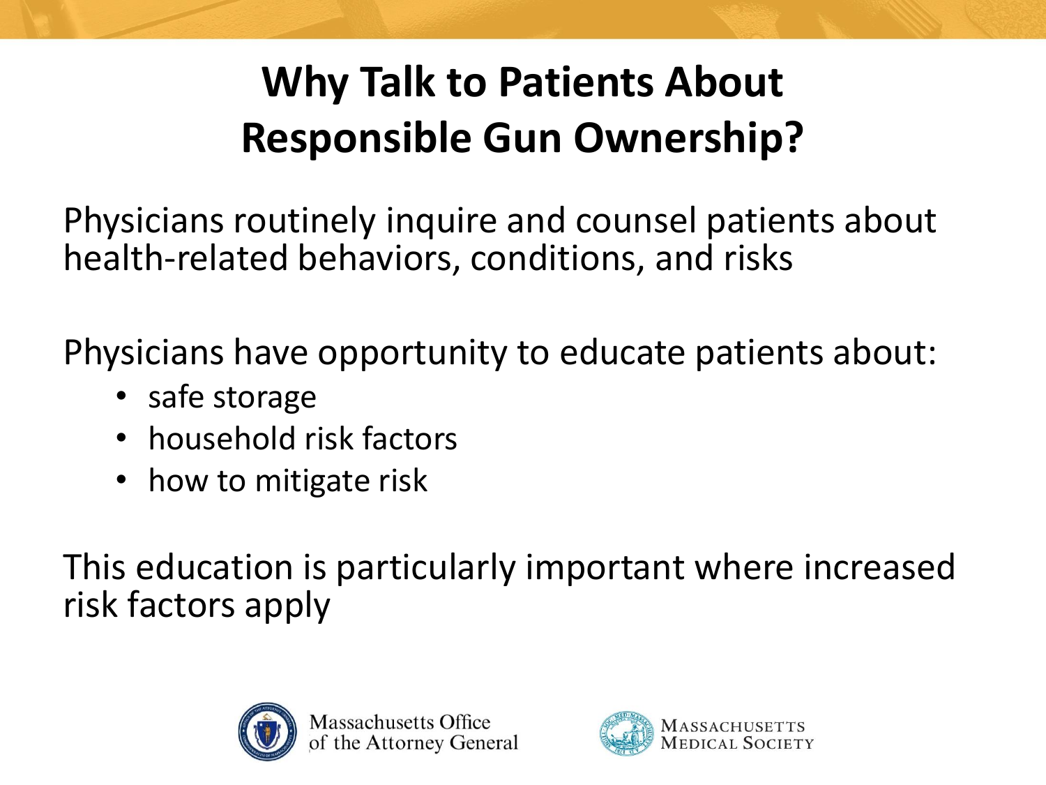# Why Talk to Patients About Responsible Gun Ownership?

Physicians routinely inquire and counsel patients about health-related behaviors, conditions, and risks

Physicians have opportunity to educate patients about:

- safe storage
- household risk factors
- how to mitigate risk

This education is particularly important where increased risk factors apply

Massachusetts Office of the Attorney General

Massachusetts Medical Society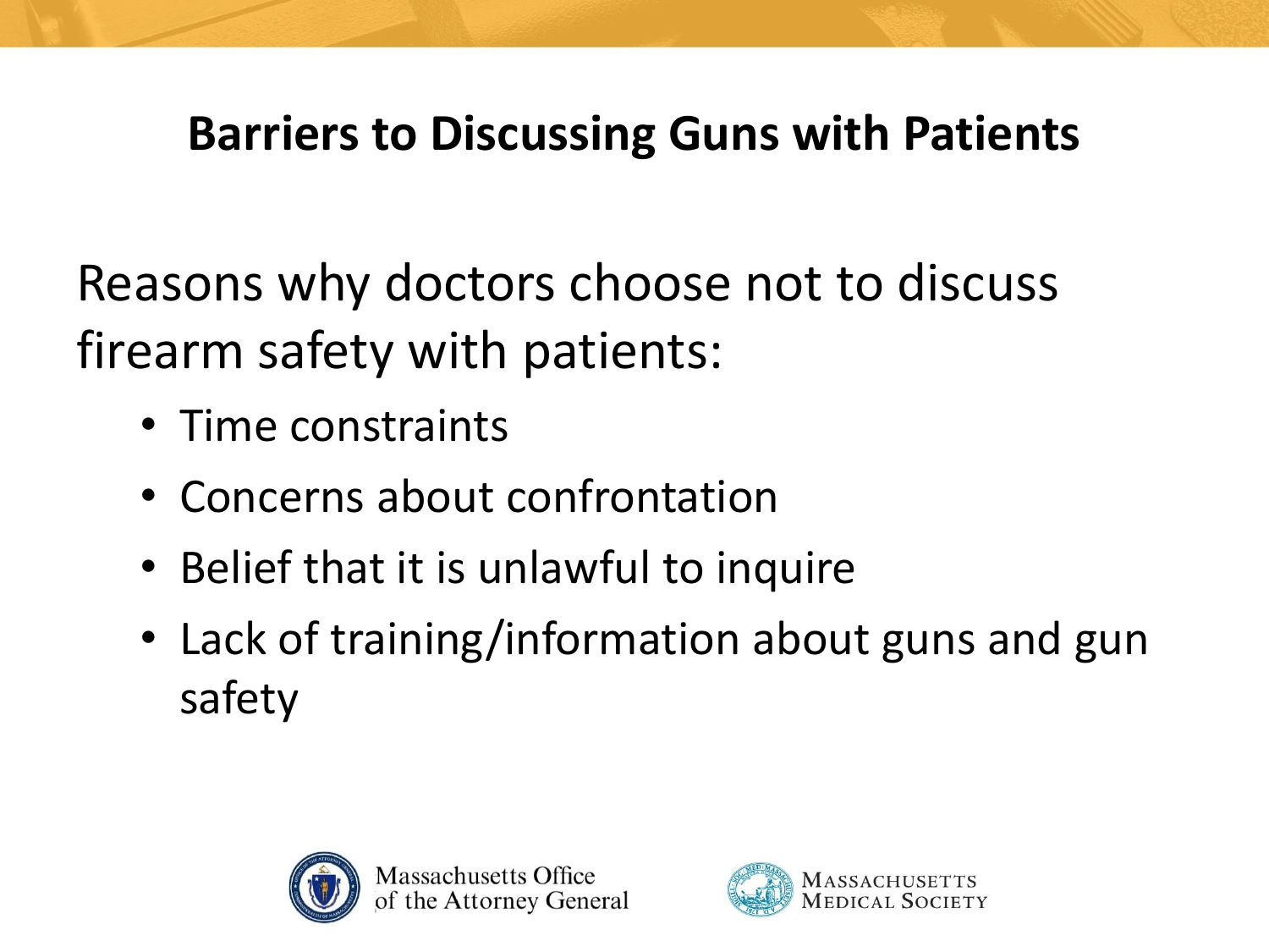# Barriers to Discussing Guns with Patients

Reasons why doctors choose not to discuss firearm safety with patients:

- Time constraints
- Concerns about confrontation
- Belief that it is unlawful to inquire
- Lack of training/information about guns and gun safety

Massachusetts Office of the Attorney General

Massachusetts Medical Society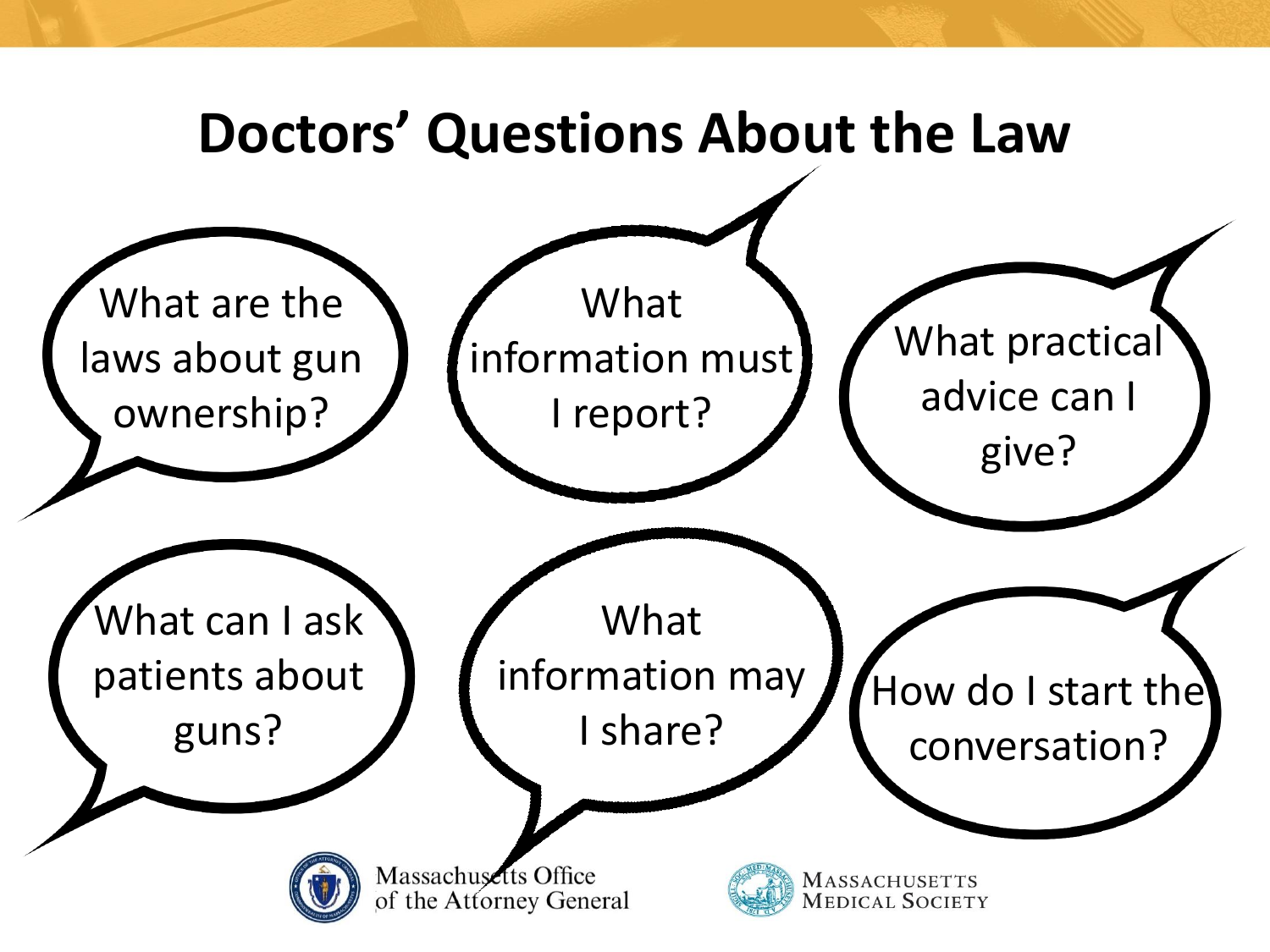# Doctors' Questions About the Law

- What are the laws about gun ownership?
- What information must I report?
- What practical advice can I give?
- What can I ask patients about guns?
- What information may I share?
- How do I start the conversation?

Massachusetts Office of the Attorney General

Massachusetts Medical Society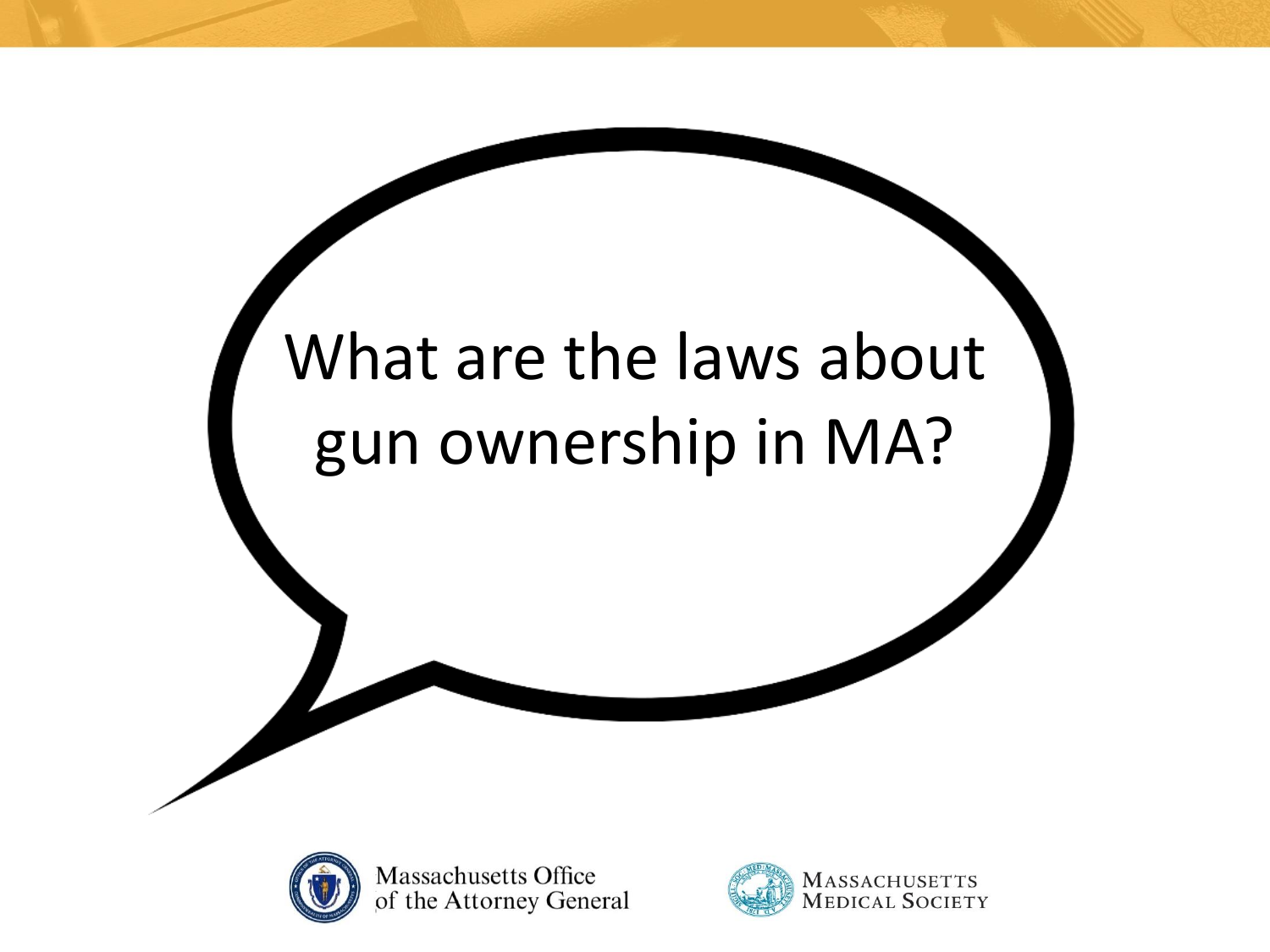What are the laws about gun ownership in MA?

Massachusetts Office of the Attorney General

Massachusetts Medical Society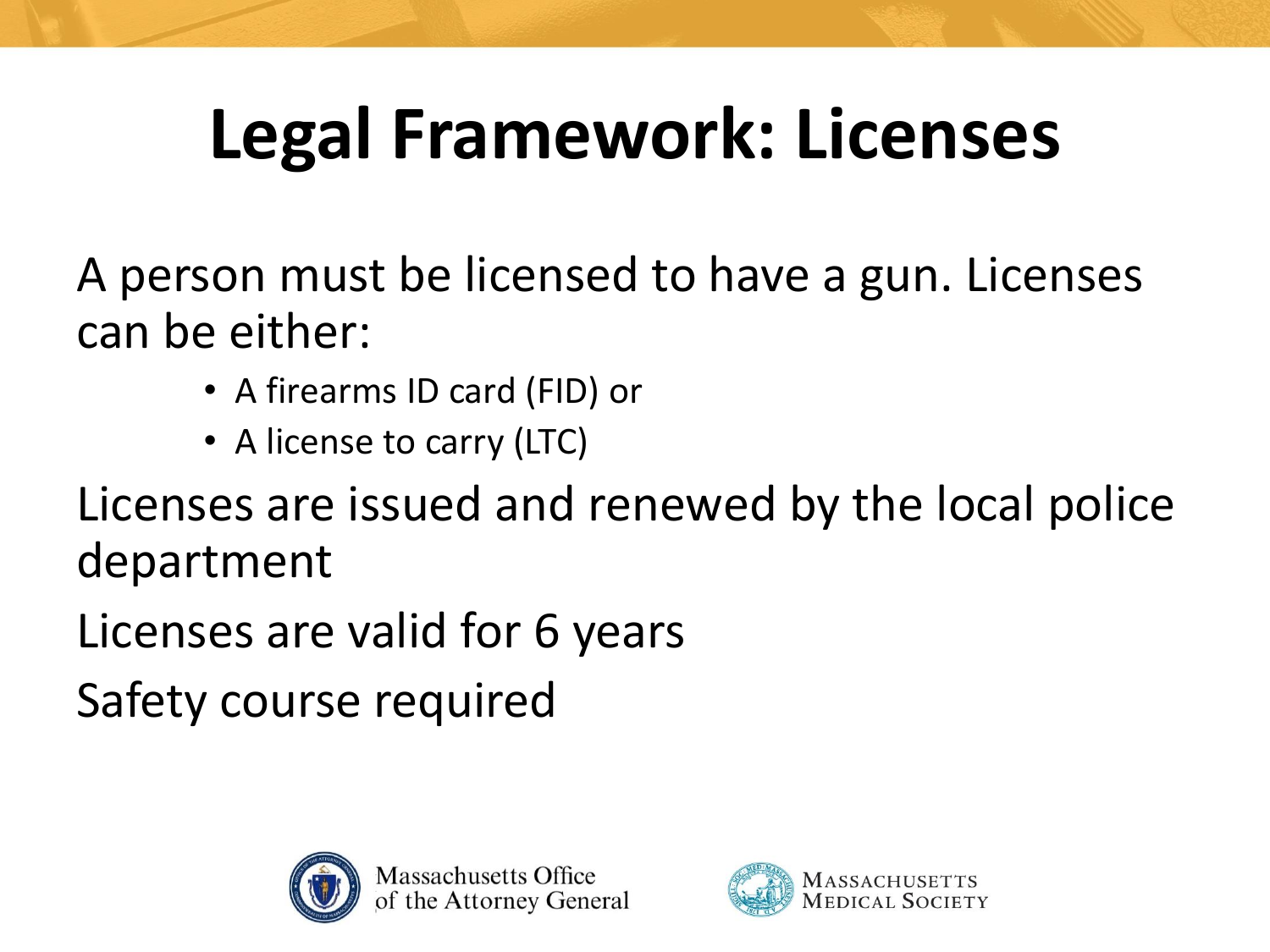# Legal Framework: Licenses

A person must be licensed to have a gun. Licenses can be either:

- A firearms ID card (FID) or
- A license to carry (LTC)

Licenses are issued and renewed by the local police department

Licenses are valid for 6 years

Safety course required

Massachusetts Office of the Attorney General

Massachusetts Medical Society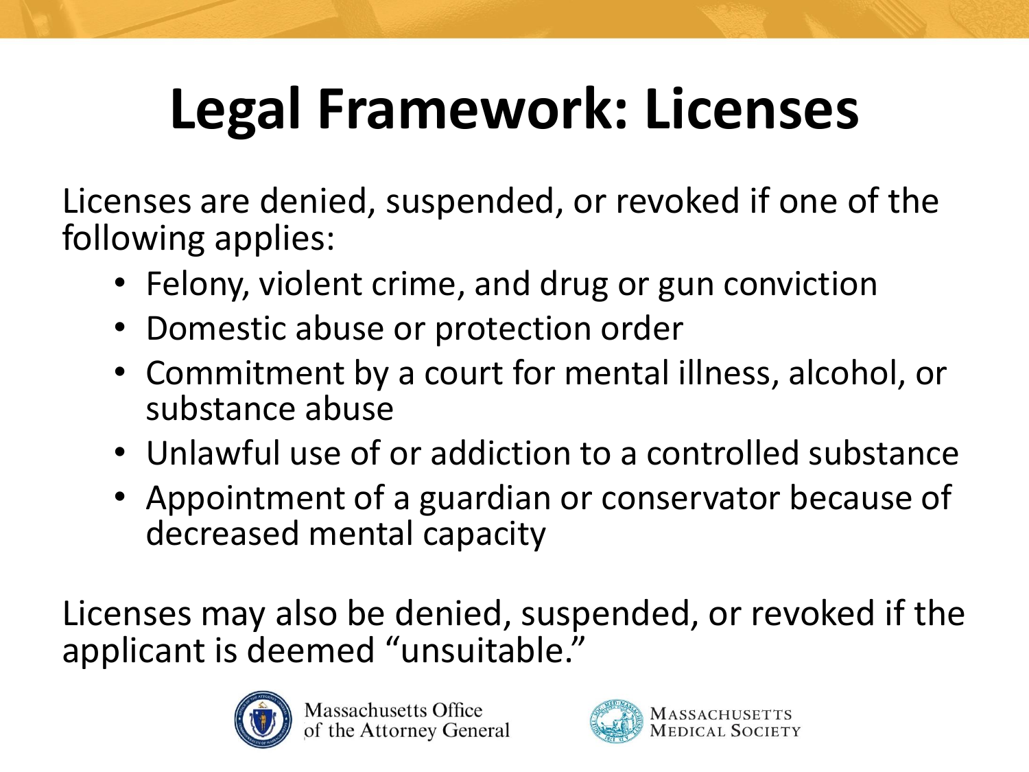# Legal Framework: Licenses

Licenses are denied, suspended, or revoked if one of the following applies:

- Felony, violent crime, and drug or gun conviction
- Domestic abuse or protection order
- Commitment by a court for mental illness, alcohol, or substance abuse
- Unlawful use of or addiction to a controlled substance
- Appointment of a guardian or conservator because of decreased mental capacity

Licenses may also be denied, suspended, or revoked if the applicant is deemed "unsuitable."

Massachusetts Office of the Attorney General

Massachusetts Medical Society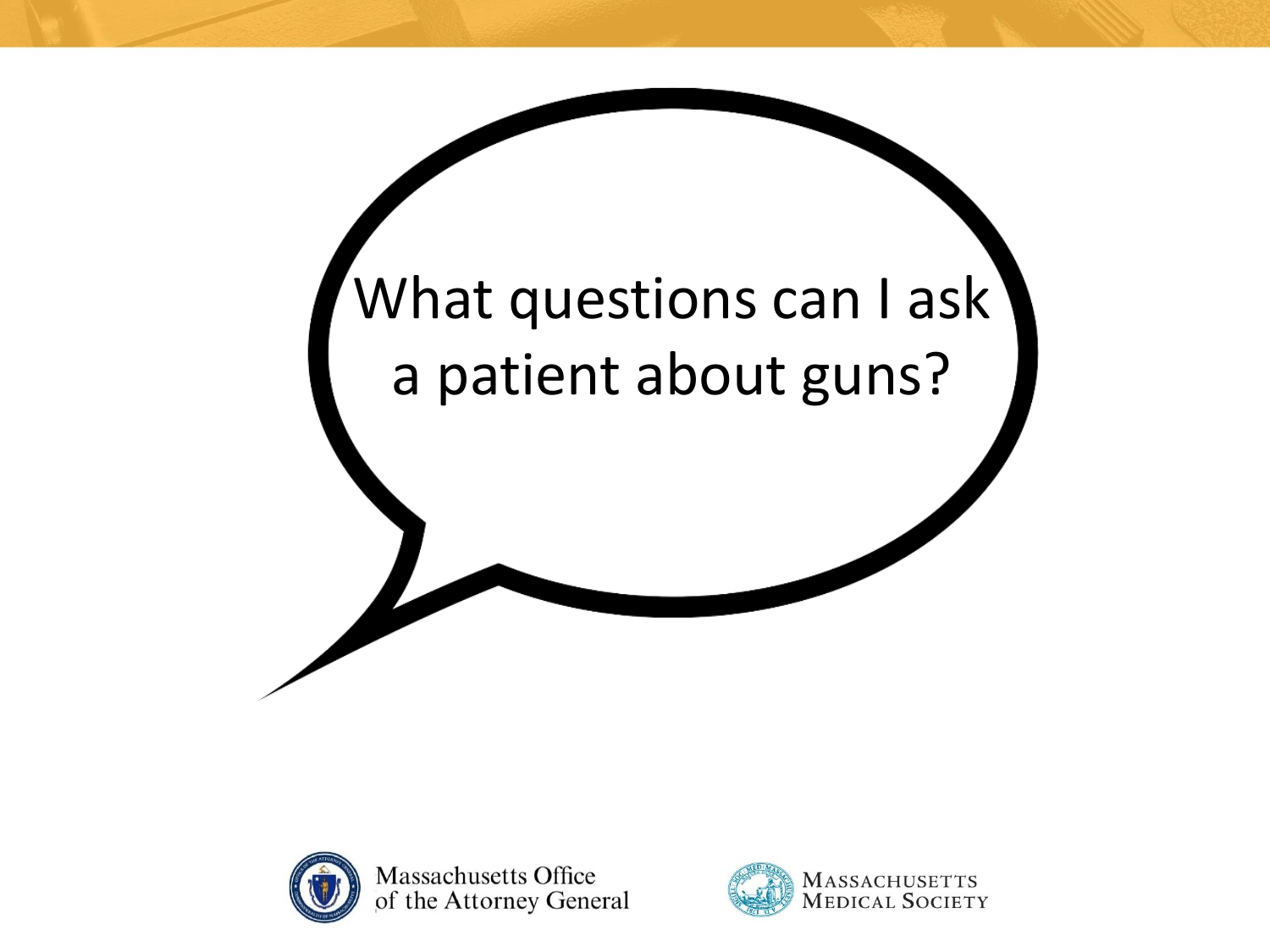What questions can I ask a patient about guns?

Massachusetts Office of the Attorney General

Massachusetts Medical Society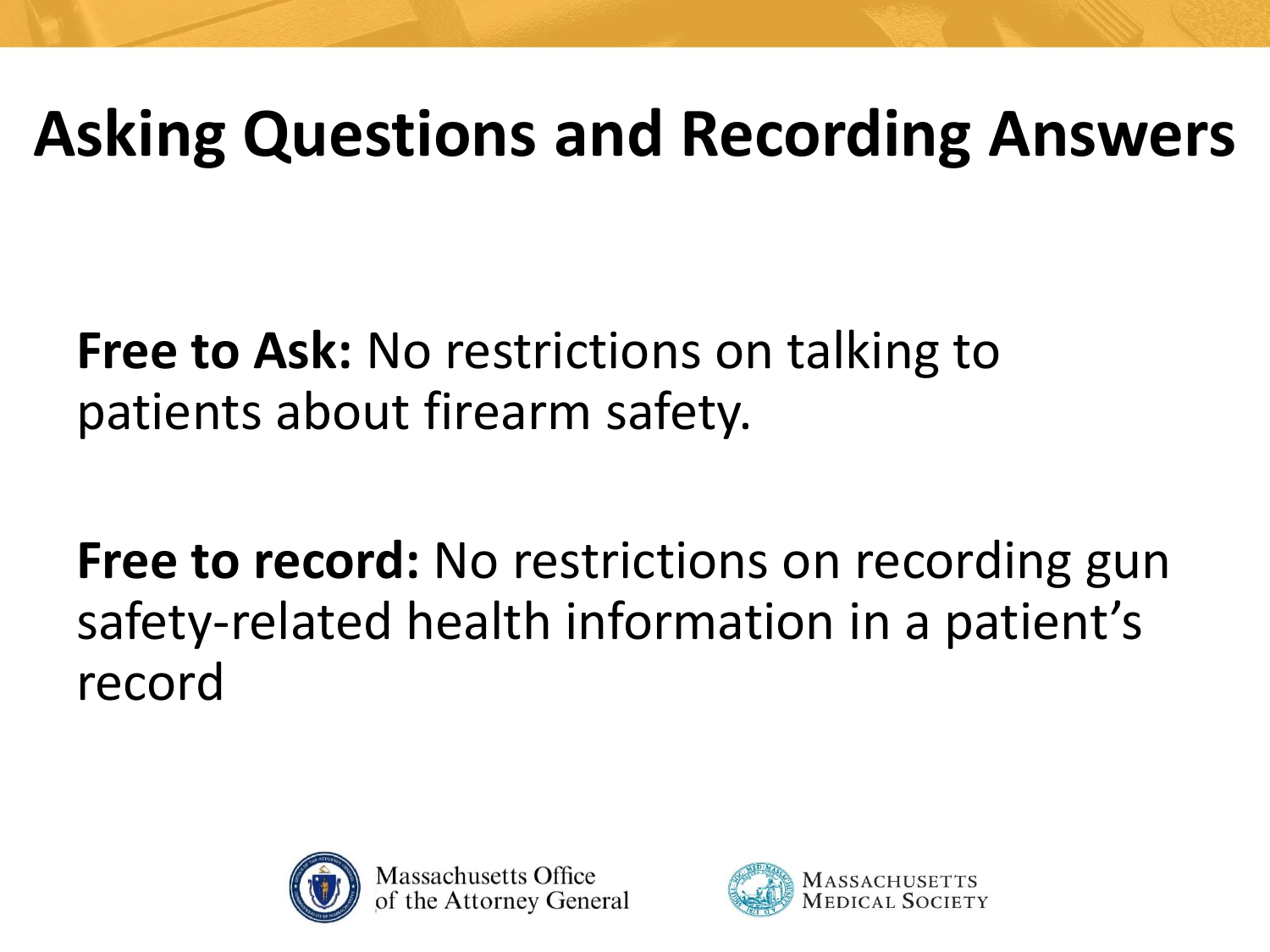# Asking Questions and Recording Answers

**Free to Ask:** No restrictions on talking to patients about firearm safety.

**Free to record:** No restrictions on recording gun safety-related health information in a patient's record

Massachusetts Office of the Attorney General

Massachusetts Medical Society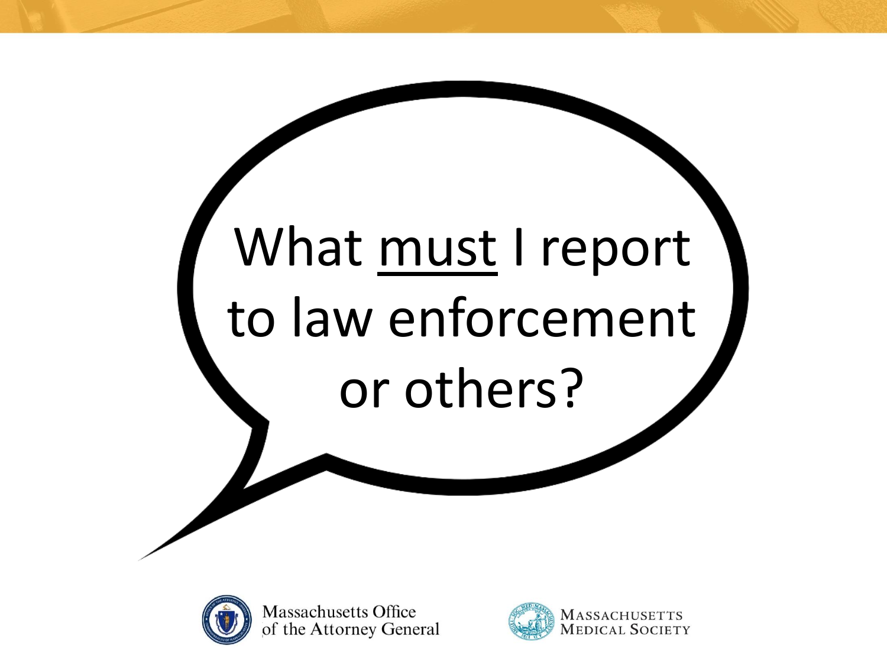# What <u>must</u> I report to law enforcement or others?

Massachusetts Office of the Attorney General

Massachusetts Medical Society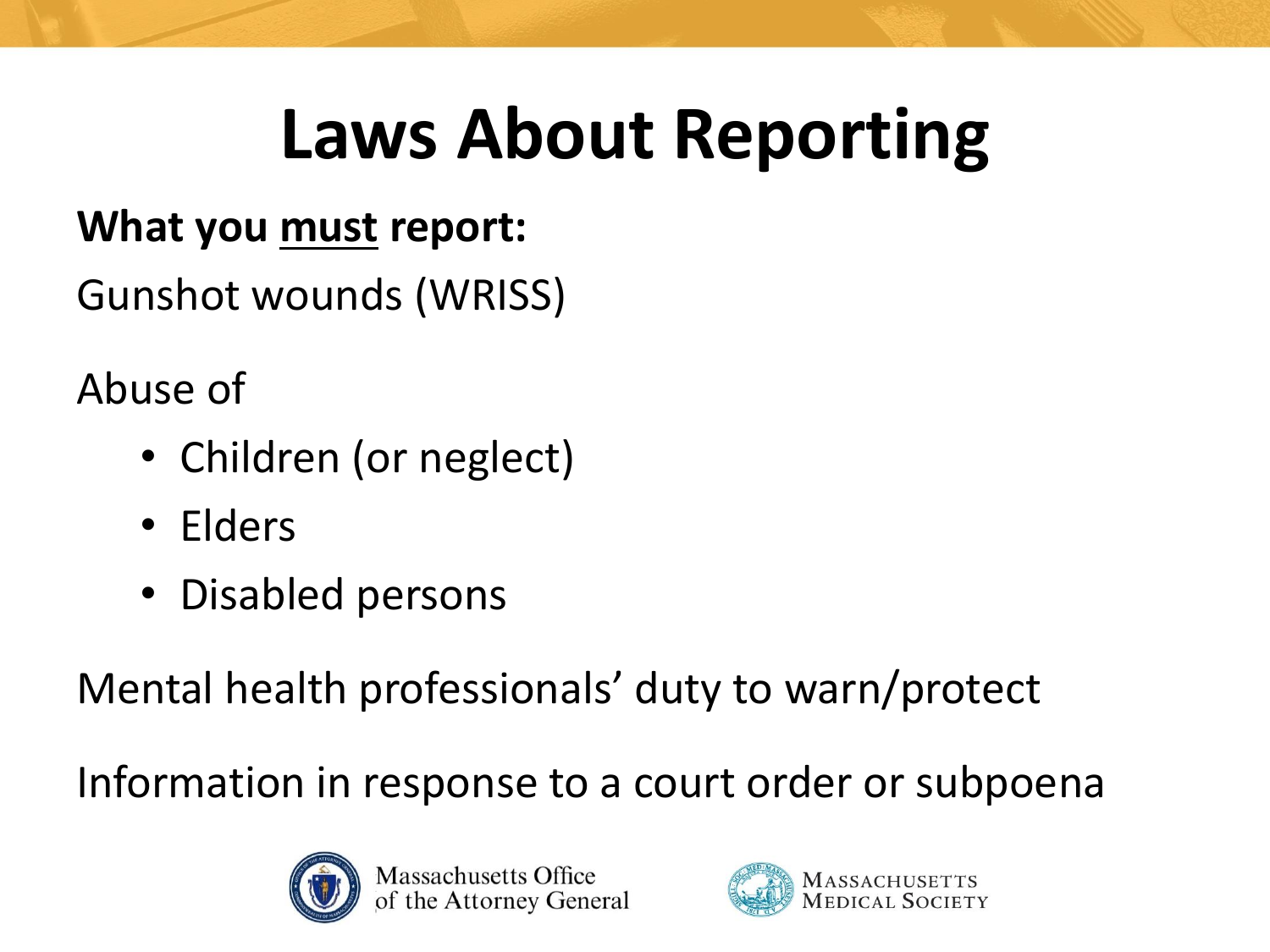# Laws About Reporting

**What you <u>must</u> report:**

Gunshot wounds (WRISS)

Abuse of

- Children (or neglect)
- Elders
- Disabled persons

Mental health professionals' duty to warn/protect

Information in response to a court order or subpoena

Massachusetts Office of the Attorney General

Massachusetts Medical Society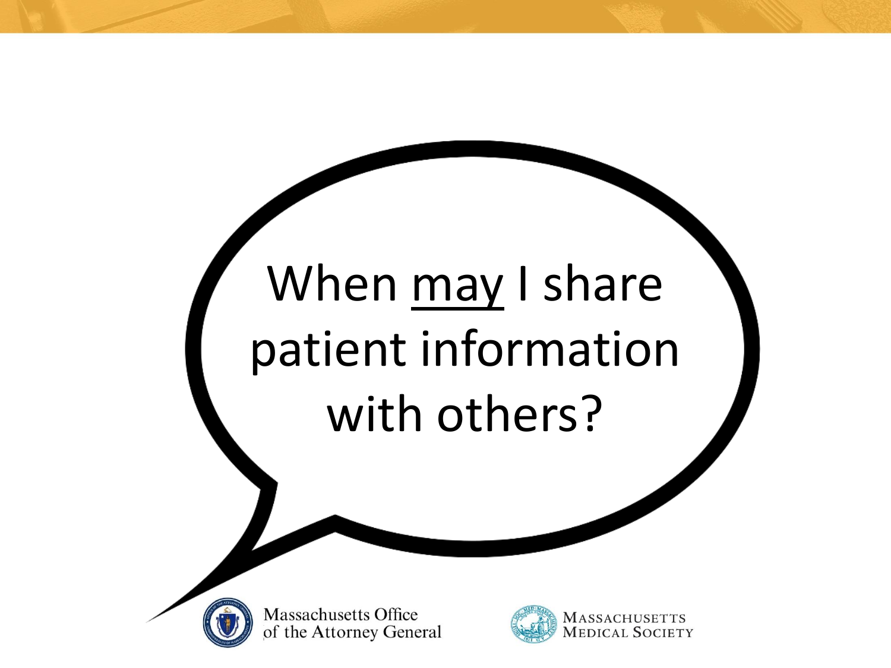When <u>may</u> I share patient information with others?

Massachusetts Office of the Attorney General

Massachusetts Medical Society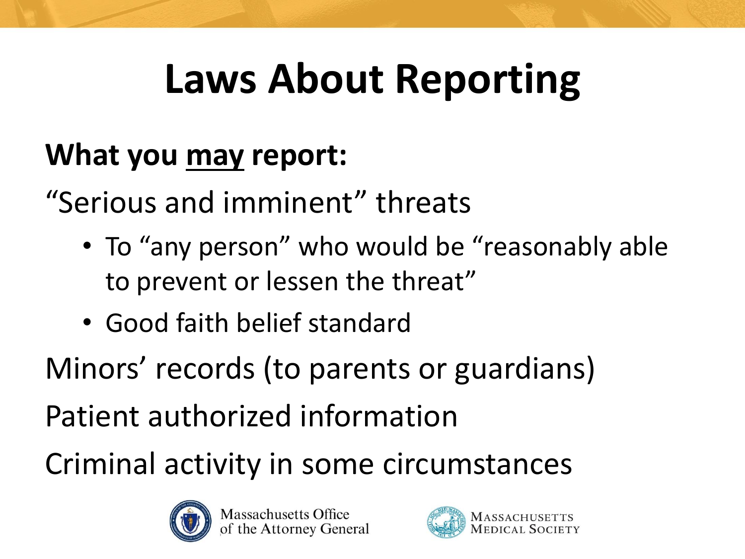# Laws About Reporting

**What you <u>may</u> report:**

"Serious and imminent" threats

- To "any person" who would be "reasonably able to prevent or lessen the threat"
- Good faith belief standard

Minors' records (to parents or guardians)

Patient authorized information

Criminal activity in some circumstances

Massachusetts Office of the Attorney General

Massachusetts Medical Society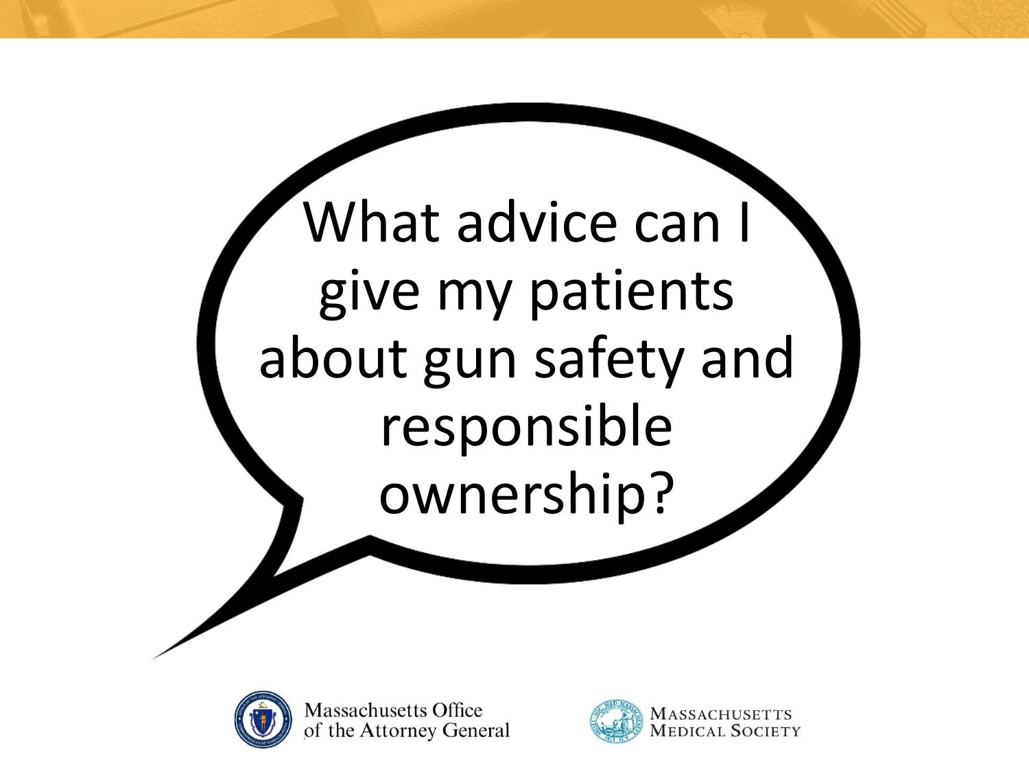# What advice can I give my patients about gun safety and responsible ownership?

Massachusetts Office of the Attorney General

Massachusetts Medical Society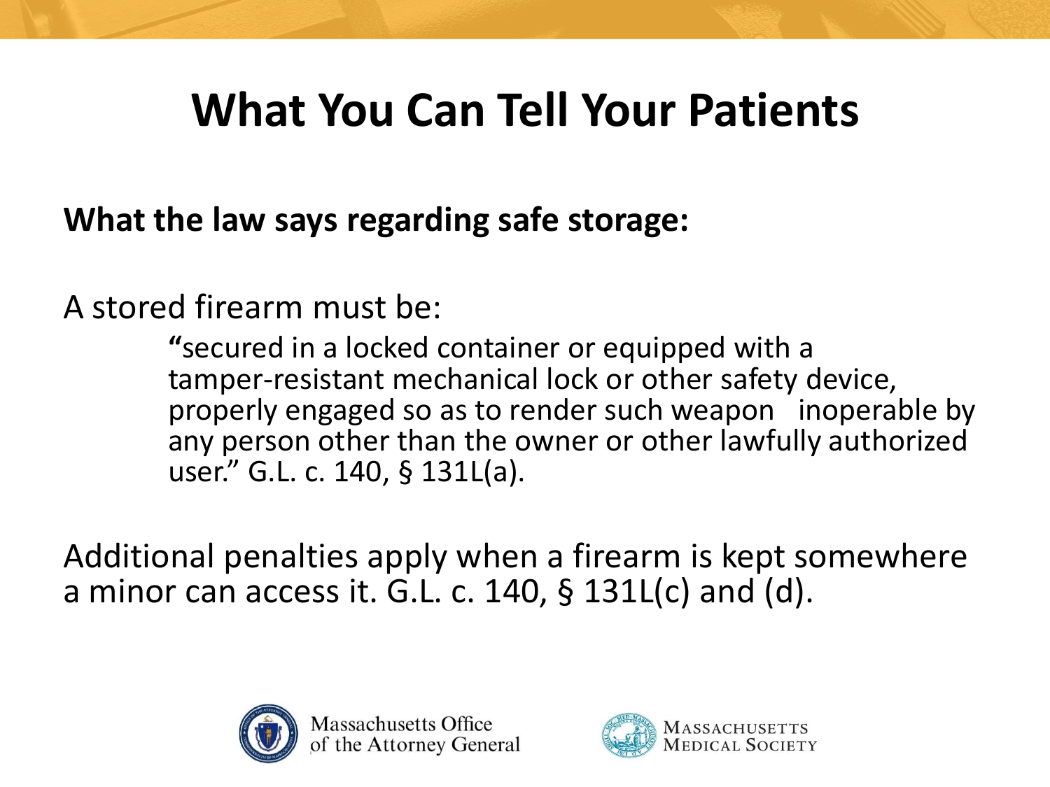# What You Can Tell Your Patients

**What the law says regarding safe storage:**

A stored firearm must be:

> "secured in a locked container or equipped with a tamper-resistant mechanical lock or other safety device, properly engaged so as to render such weapon inoperable by any person other than the owner or other lawfully authorized user." G.L. c. 140, § 131L(a).

Additional penalties apply when a firearm is kept somewhere a minor can access it. G.L. c. 140, § 131L(c) and (d).

Massachusetts Office of the Attorney General

Massachusetts Medical Society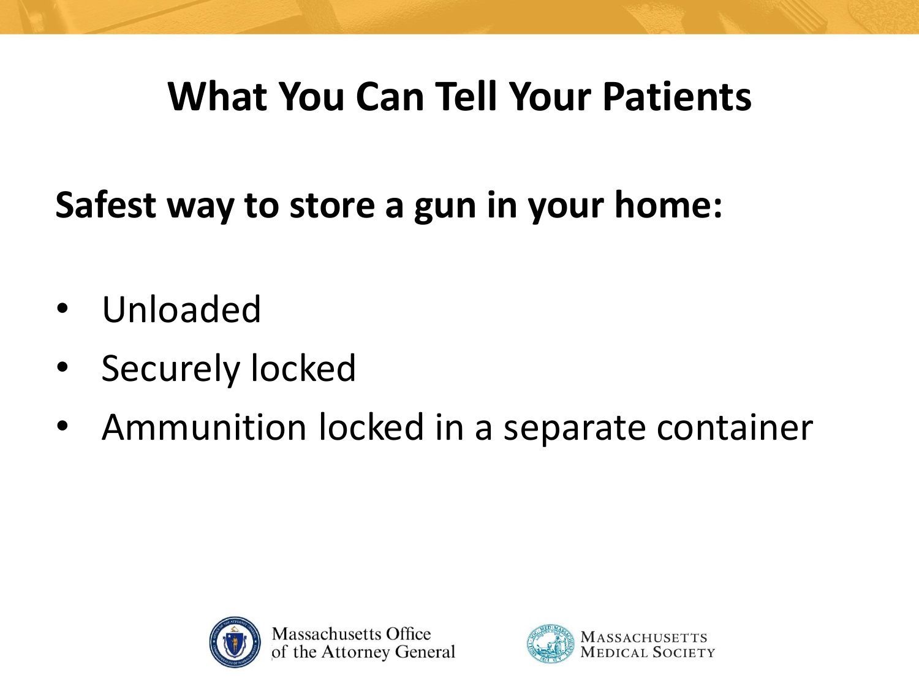# What You Can Tell Your Patients

**Safest way to store a gun in your home:**

- Unloaded
- Securely locked
- Ammunition locked in a separate container

Massachusetts Office of the Attorney General

Massachusetts Medical Society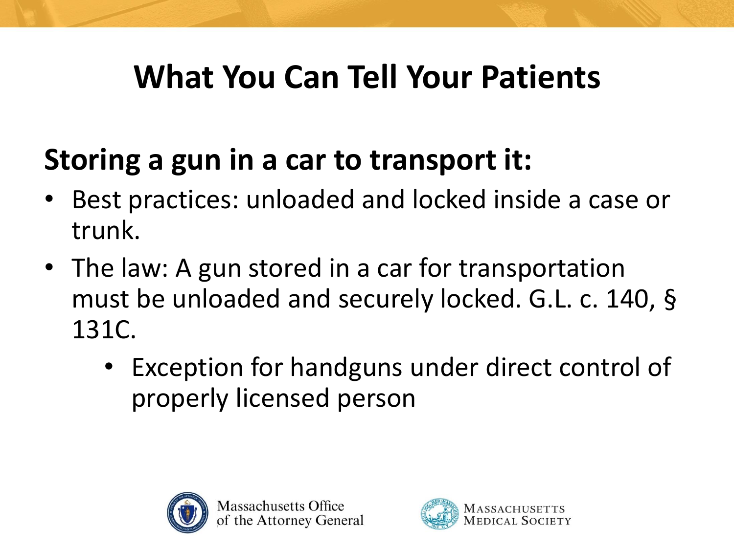# What You Can Tell Your Patients

## Storing a gun in a car to transport it:

- Best practices: unloaded and locked inside a case or trunk.
- The law: A gun stored in a car for transportation must be unloaded and securely locked. G.L. c. 140, § 131C.
  - Exception for handguns under direct control of properly licensed person

Massachusetts Office of the Attorney General

Massachusetts Medical Society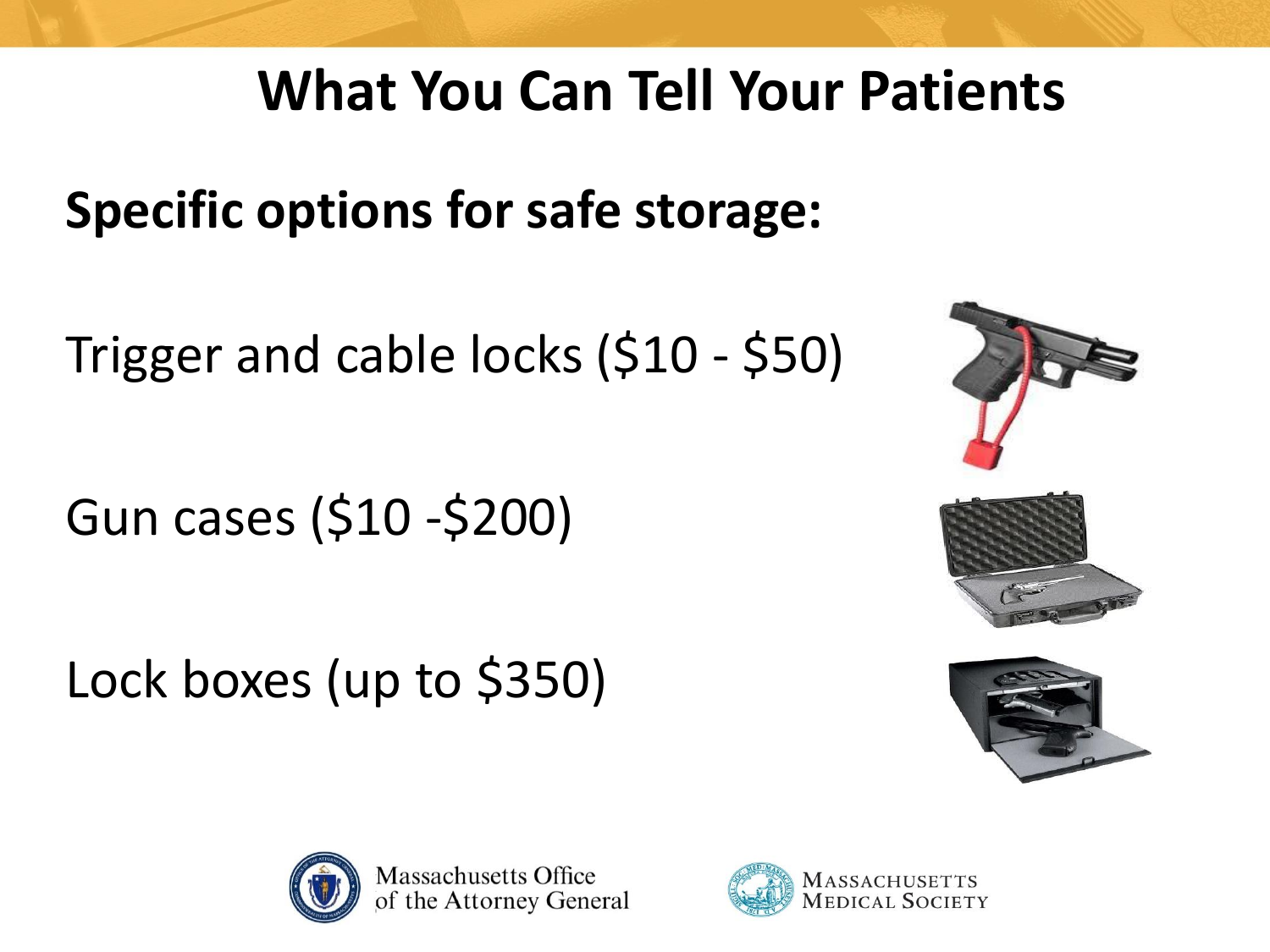# What You Can Tell Your Patients

**Specific options for safe storage:**

Trigger and cable locks ($10 - $50)

Gun cases ($10 -$200)

Lock boxes (up to $350)

Massachusetts Office of the Attorney General

Massachusetts Medical Society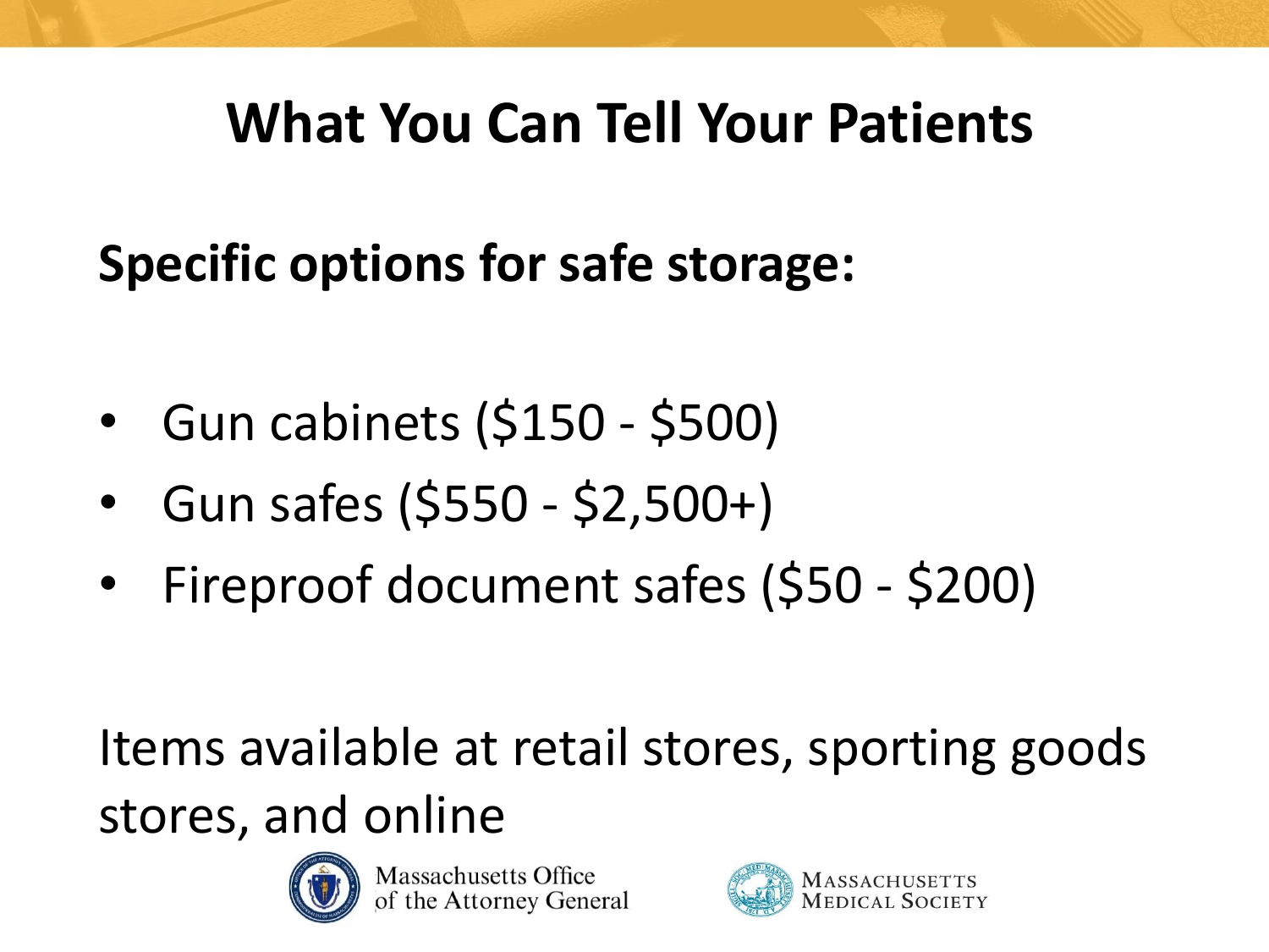# What You Can Tell Your Patients

**Specific options for safe storage:**

- Gun cabinets ($150 - $500)
- Gun safes ($550 - $2,500+)
- Fireproof document safes ($50 - $200)

Items available at retail stores, sporting goods stores, and online

Massachusetts Office of the Attorney General

Massachusetts Medical Society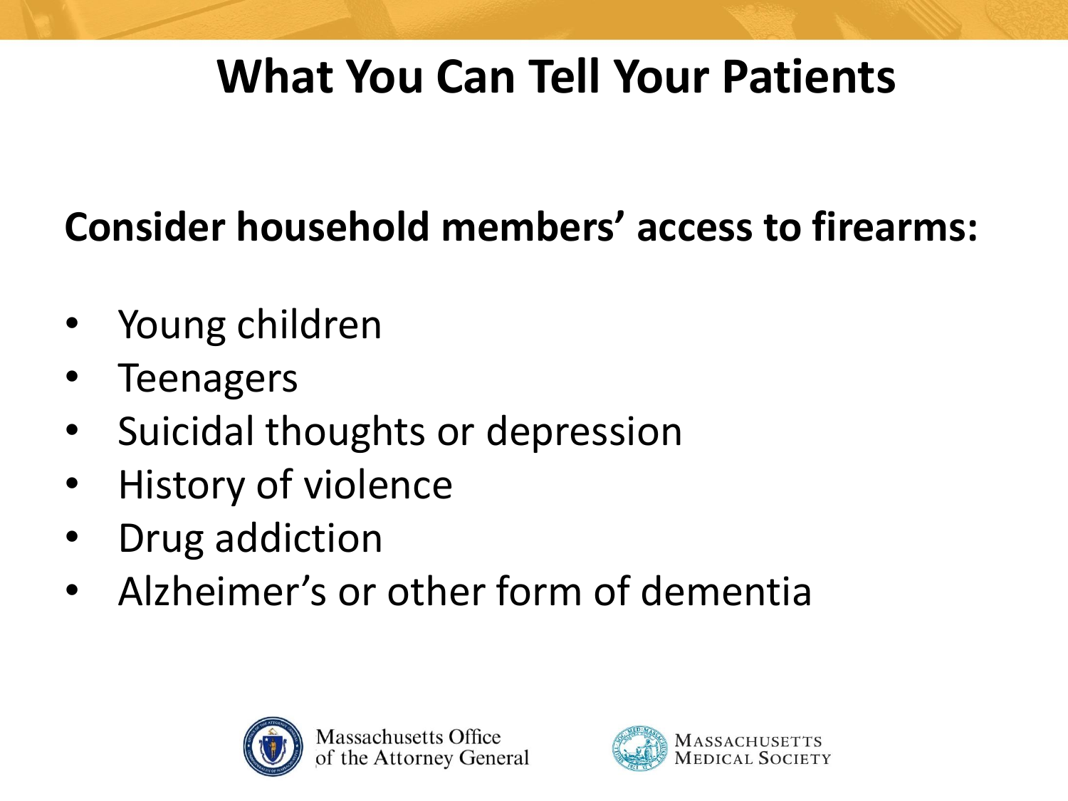# What You Can Tell Your Patients

**Consider household members' access to firearms:**

- Young children
- Teenagers
- Suicidal thoughts or depression
- History of violence
- Drug addiction
- Alzheimer's or other form of dementia

Massachusetts Office of the Attorney General

Massachusetts Medical Society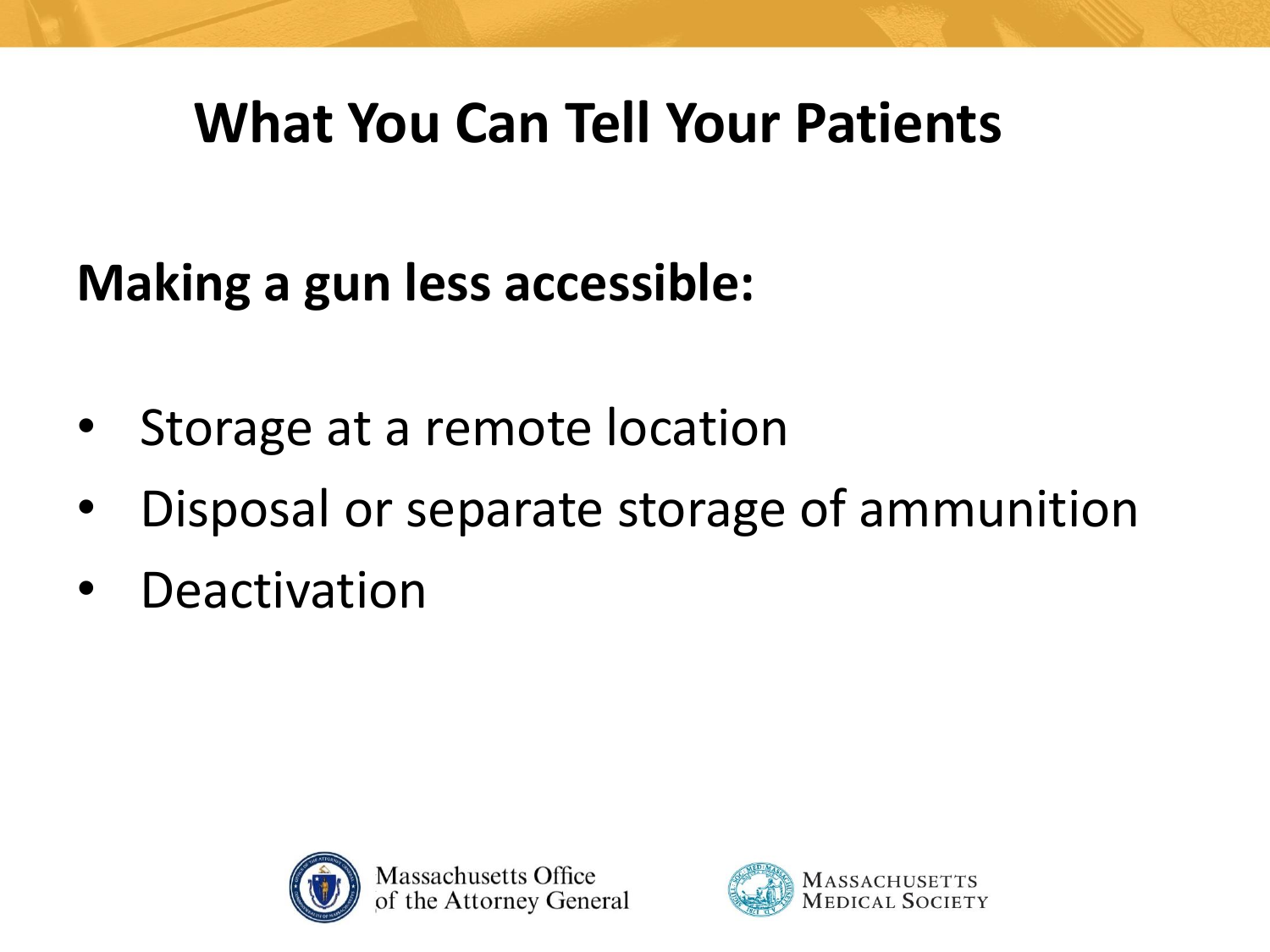# What You Can Tell Your Patients

**Making a gun less accessible:**

- Storage at a remote location
- Disposal or separate storage of ammunition
- Deactivation

Massachusetts Office of the Attorney General

Massachusetts Medical Society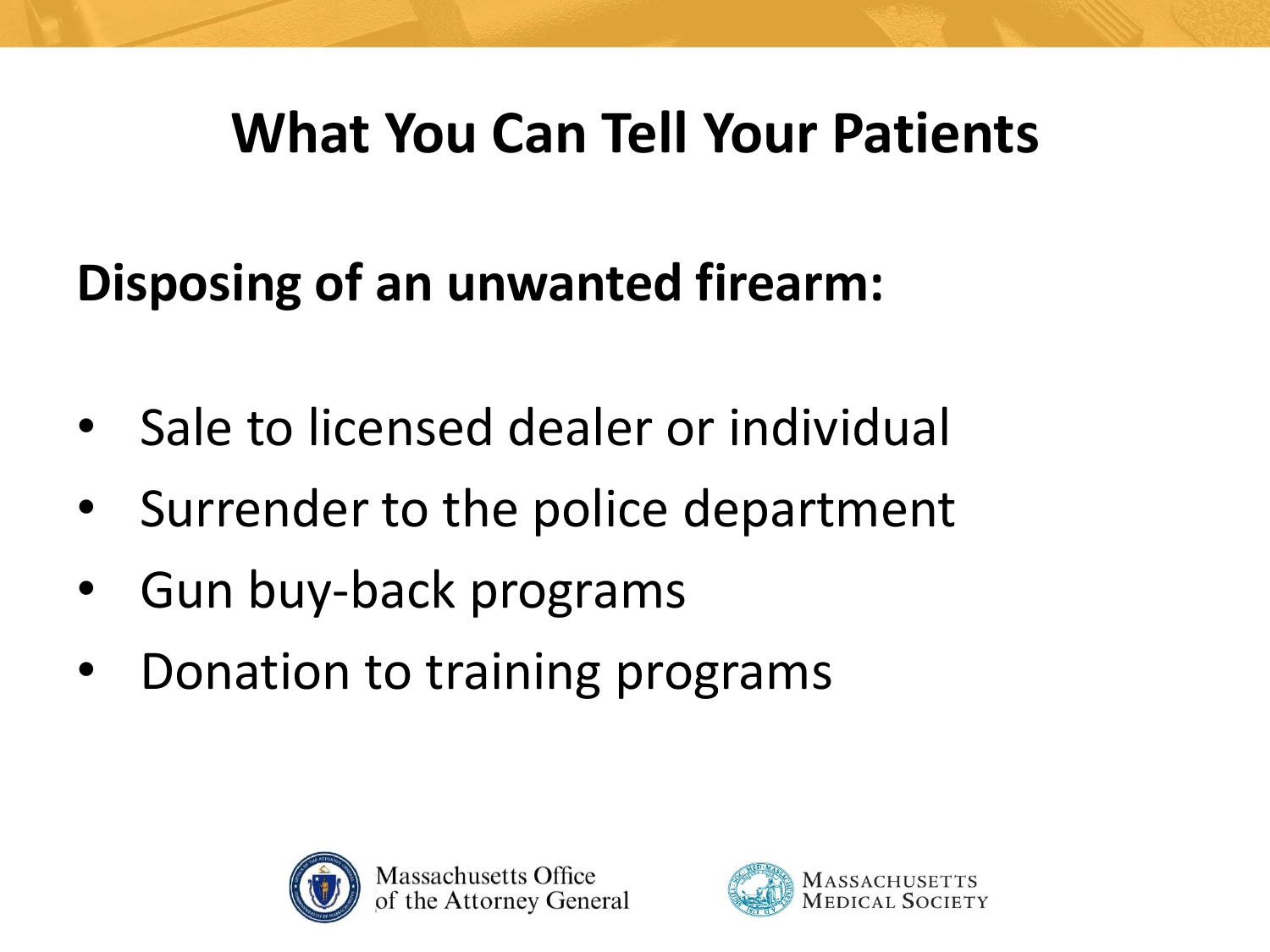# What You Can Tell Your Patients

**Disposing of an unwanted firearm:**

- Sale to licensed dealer or individual
- Surrender to the police department
- Gun buy-back programs
- Donation to training programs

Massachusetts Office of the Attorney General

Massachusetts Medical Society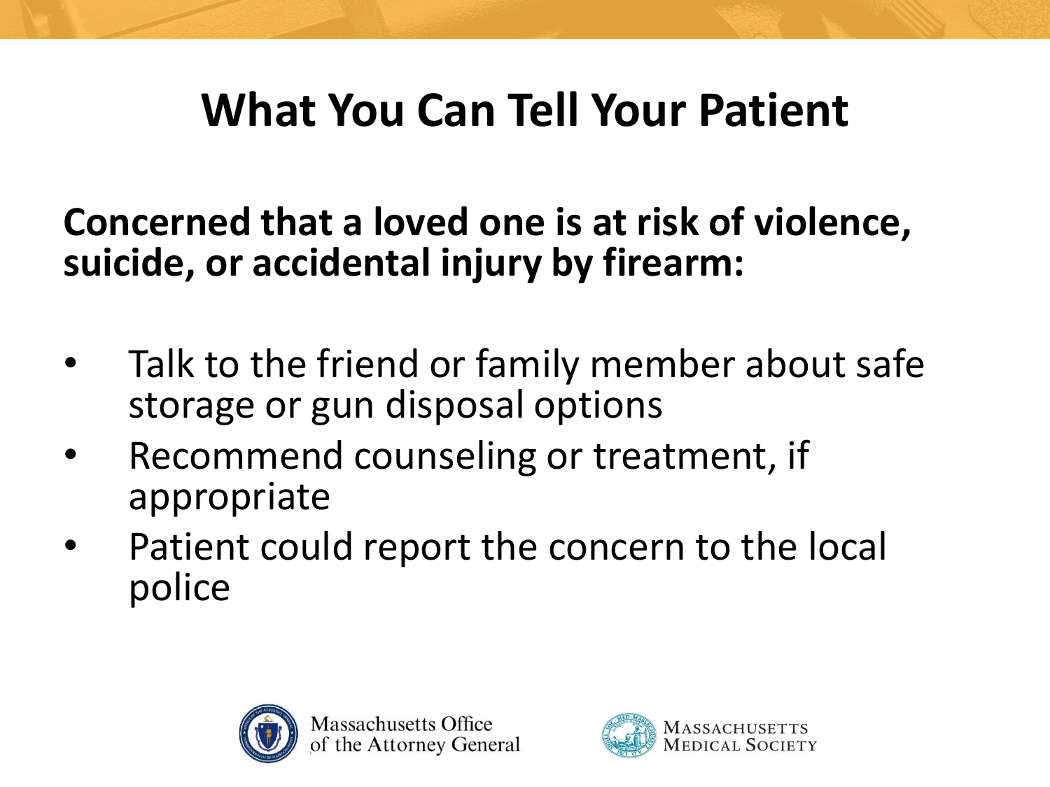# What You Can Tell Your Patient

**Concerned that a loved one is at risk of violence, suicide, or accidental injury by firearm:**

- Talk to the friend or family member about safe storage or gun disposal options
- Recommend counseling or treatment, if appropriate
- Patient could report the concern to the local police

Massachusetts Office of the Attorney General

Massachusetts Medical Society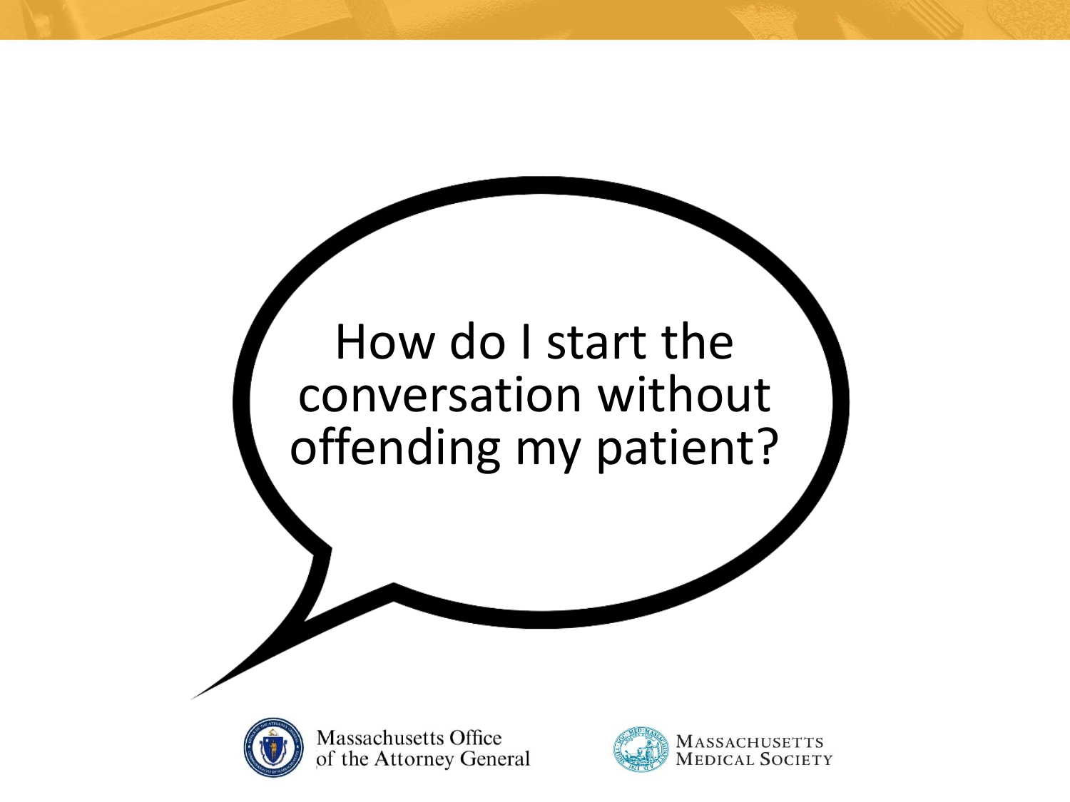How do I start the conversation without offending my patient?

Massachusetts Office of the Attorney General

Massachusetts Medical Society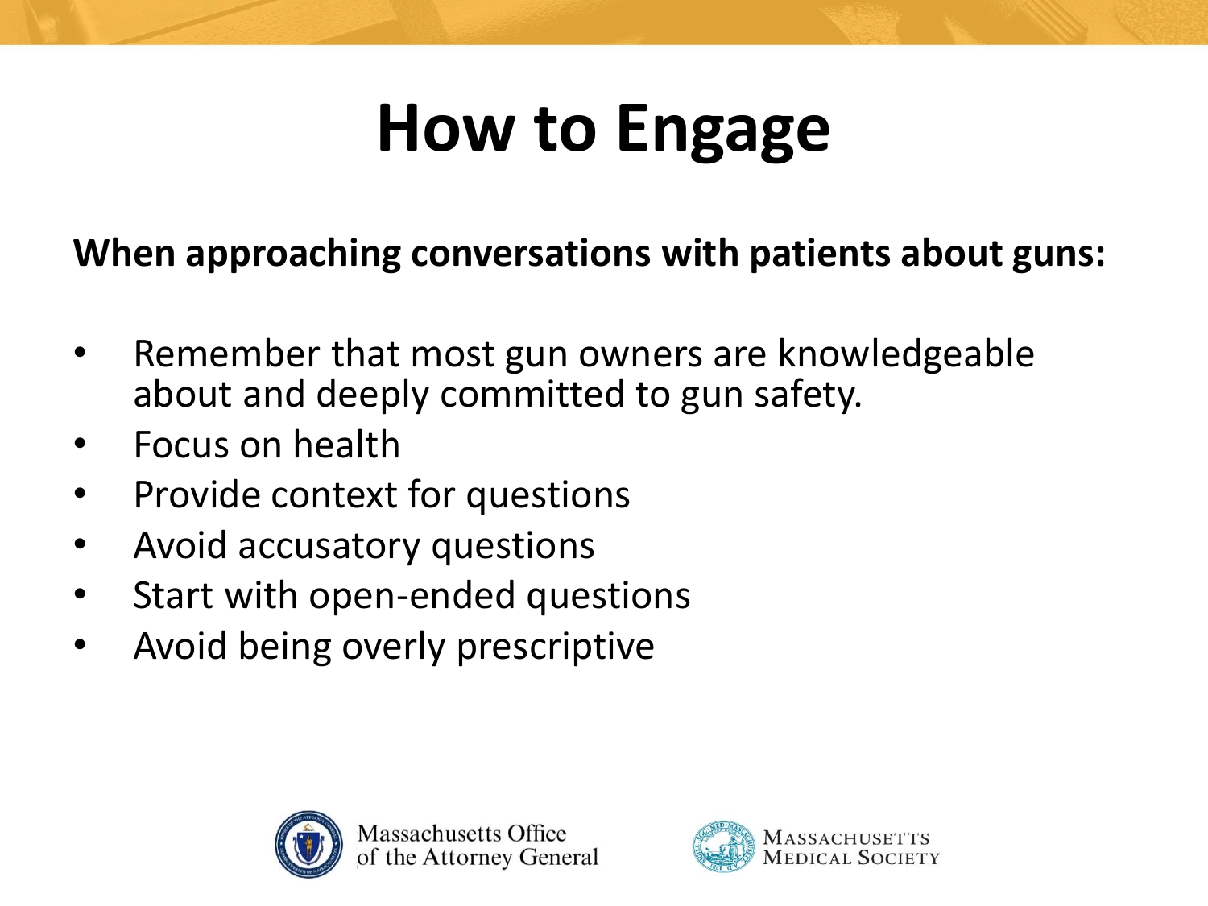# How to Engage

**When approaching conversations with patients about guns:**

- Remember that most gun owners are knowledgeable about and deeply committed to gun safety.
- Focus on health
- Provide context for questions
- Avoid accusatory questions
- Start with open-ended questions
- Avoid being overly prescriptive

Massachusetts Office of the Attorney General

Massachusetts Medical Society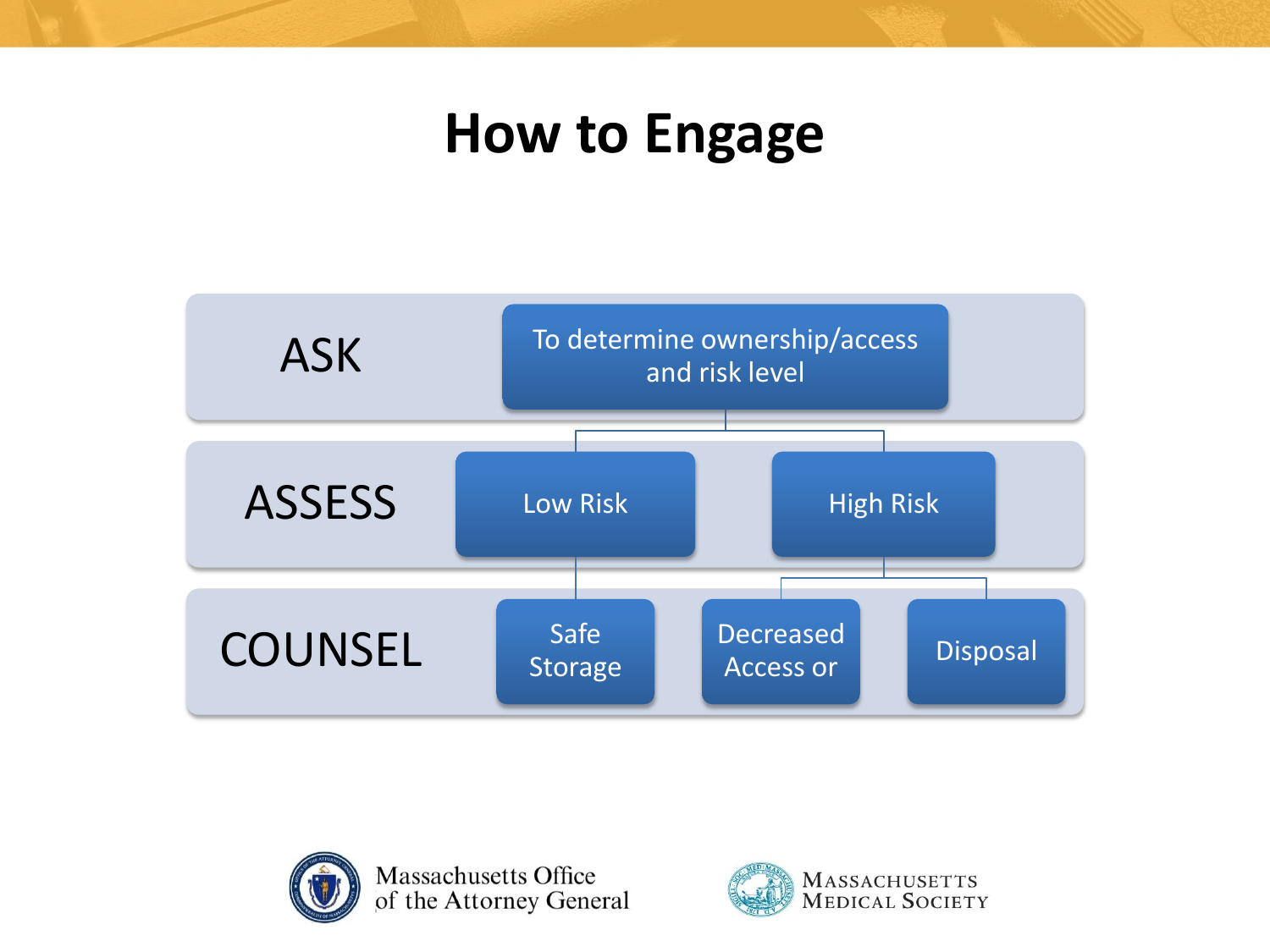# How to Engage

**ASK**

- To determine ownership/access and risk level

**ASSESS**

- Low Risk
- High Risk

**COUNSEL**

- Low Risk → Safe Storage
- High Risk → Decreased Access or Disposal

Massachusetts Office of the Attorney General

Massachusetts Medical Society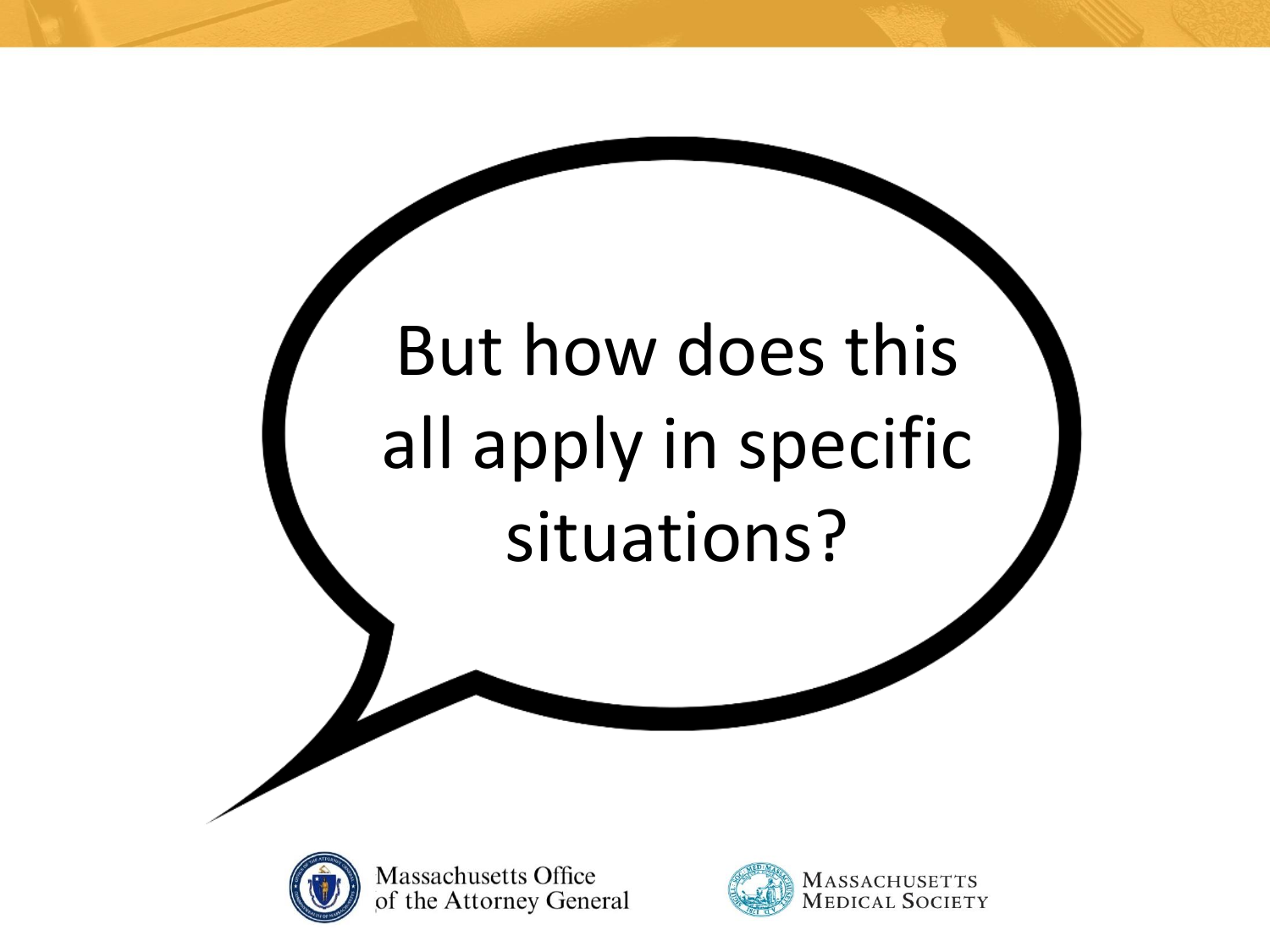But how does this all apply in specific situations?

Massachusetts Office of the Attorney General

Massachusetts Medical Society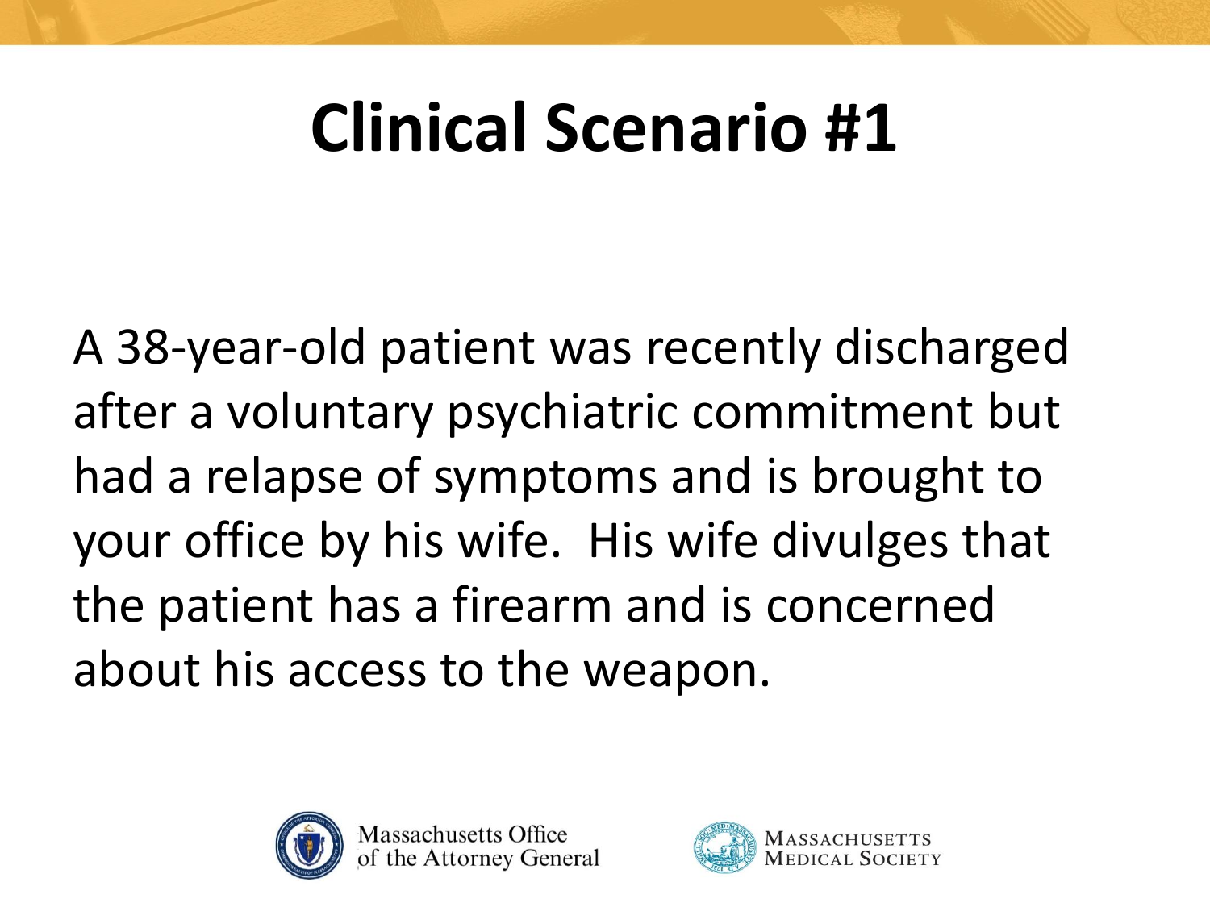# Clinical Scenario #1

A 38-year-old patient was recently discharged after a voluntary psychiatric commitment but had a relapse of symptoms and is brought to your office by his wife. His wife divulges that the patient has a firearm and is concerned about his access to the weapon.

Massachusetts Office of the Attorney General

Massachusetts Medical Society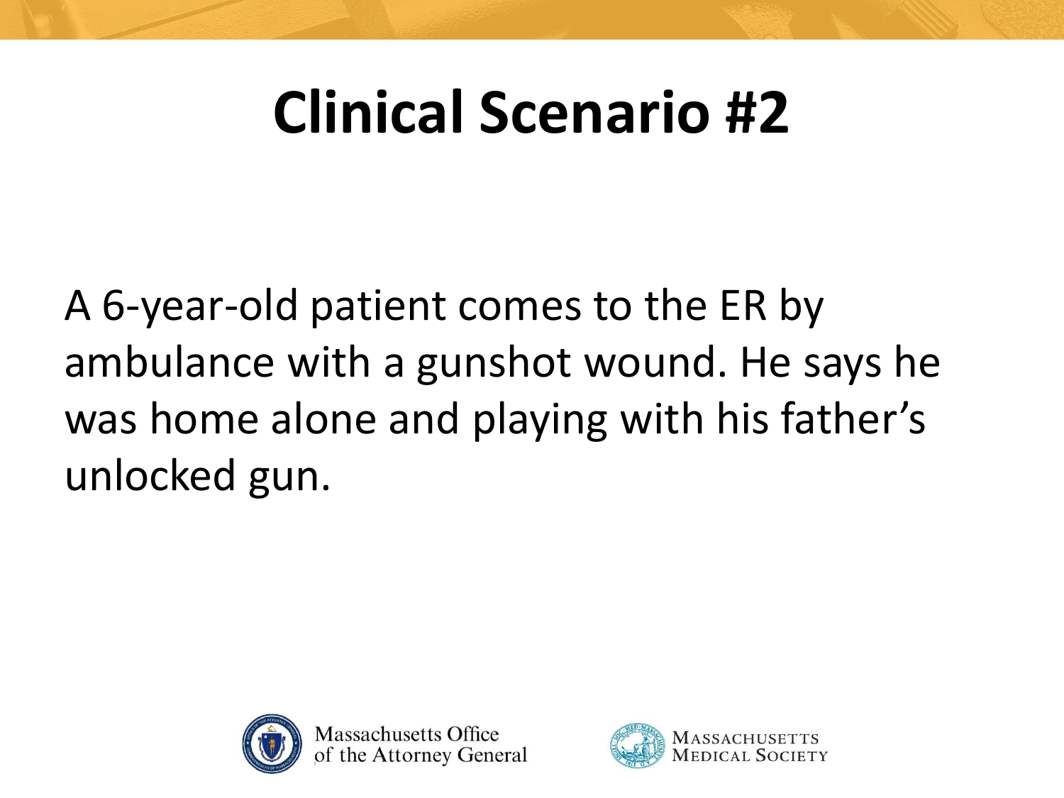# Clinical Scenario #2

A 6-year-old patient comes to the ER by ambulance with a gunshot wound. He says he was home alone and playing with his father's unlocked gun.

Massachusetts Office of the Attorney General

Massachusetts Medical Society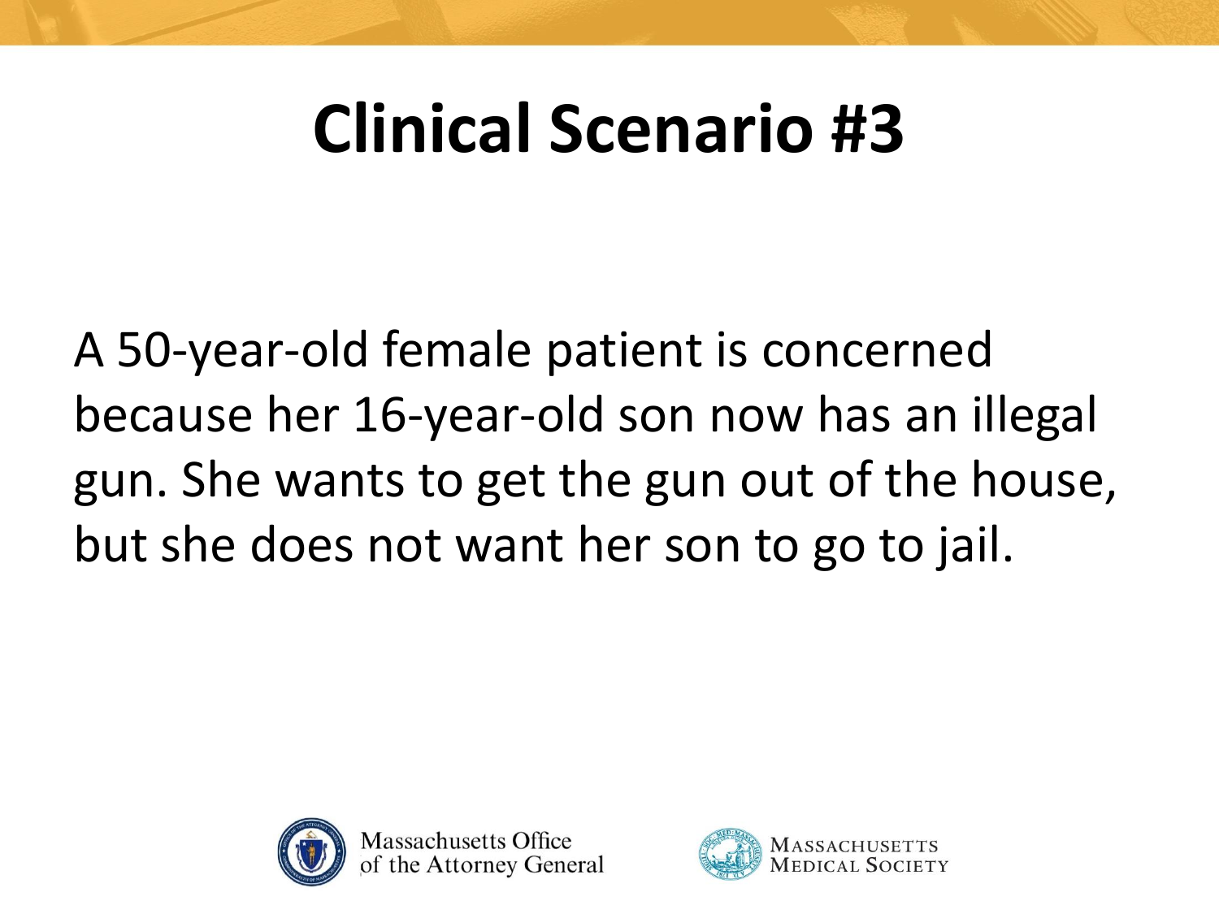# Clinical Scenario #3

A 50-year-old female patient is concerned because her 16-year-old son now has an illegal gun. She wants to get the gun out of the house, but she does not want her son to go to jail.

Massachusetts Office of the Attorney General

Massachusetts Medical Society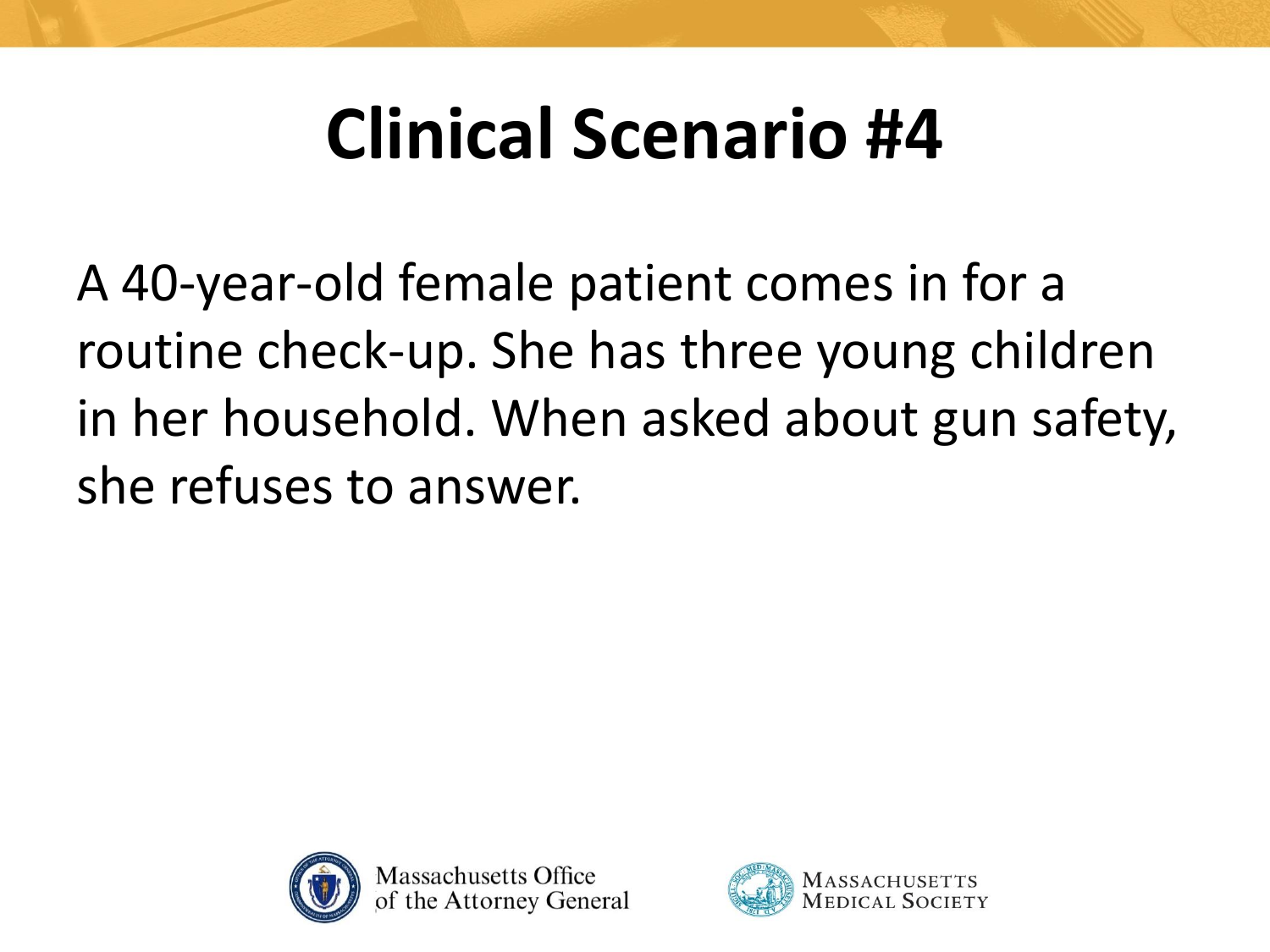# Clinical Scenario #4

A 40-year-old female patient comes in for a routine check-up. She has three young children in her household. When asked about gun safety, she refuses to answer.

Massachusetts Office of the Attorney General

Massachusetts Medical Society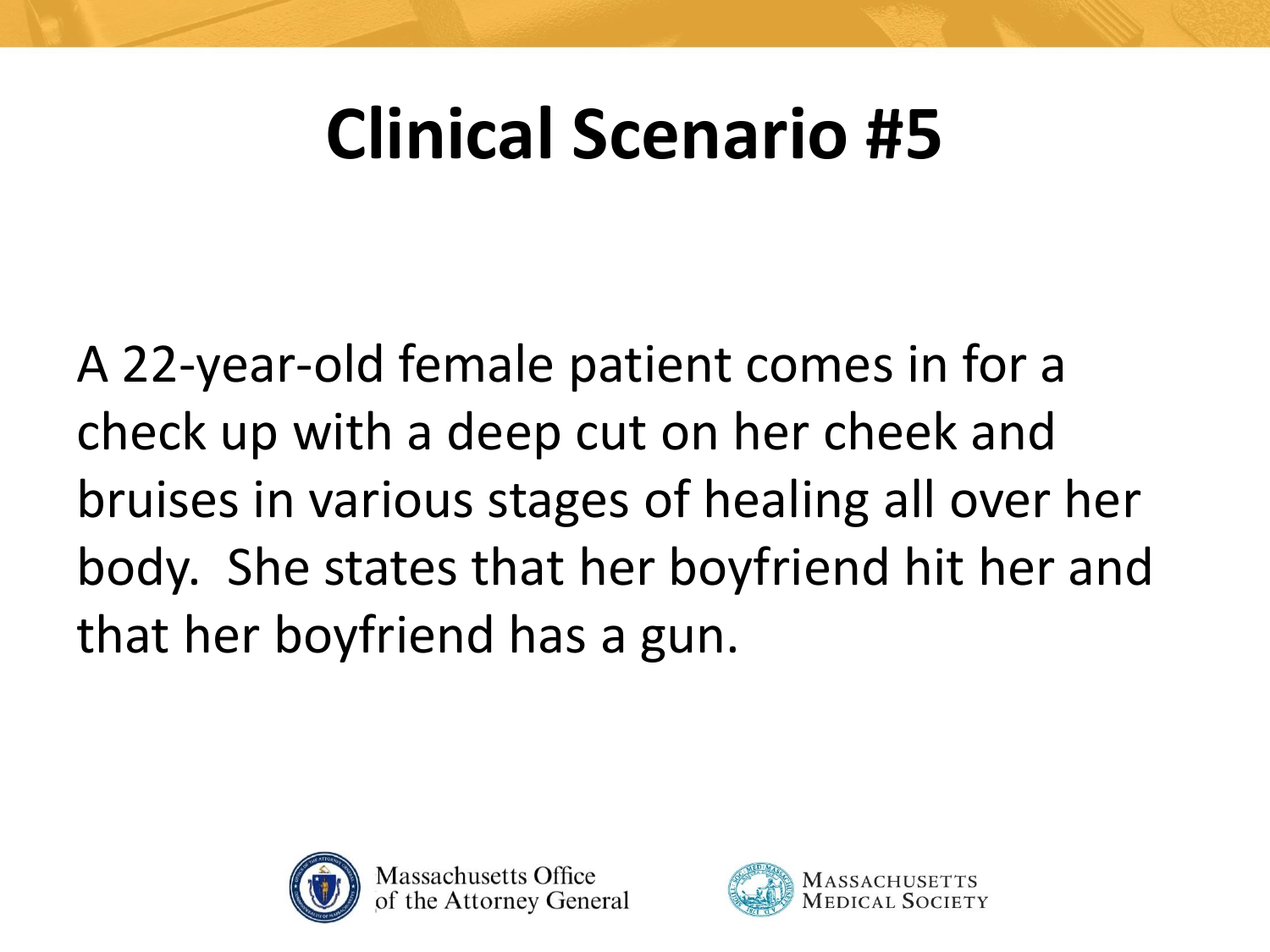# Clinical Scenario #5

A 22-year-old female patient comes in for a check up with a deep cut on her cheek and bruises in various stages of healing all over her body. She states that her boyfriend hit her and that her boyfriend has a gun.

Massachusetts Office of the Attorney General

Massachusetts Medical Society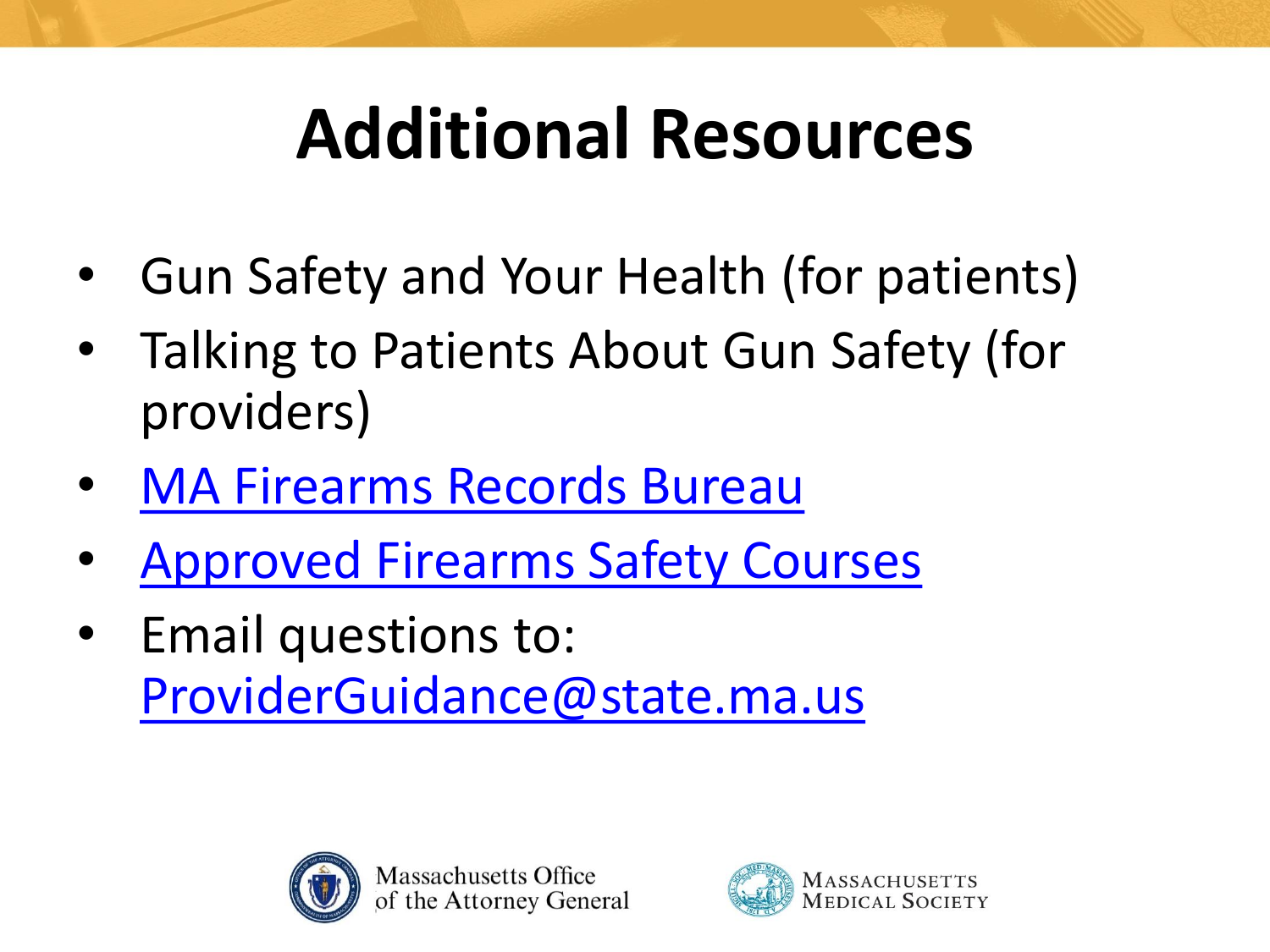# Additional Resources

- Gun Safety and Your Health (for patients)
- Talking to Patients About Gun Safety (for providers)
- MA Firearms Records Bureau
- Approved Firearms Safety Courses
- Email questions to: ProviderGuidance@state.ma.us

Massachusetts Office of the Attorney General

Massachusetts Medical Society